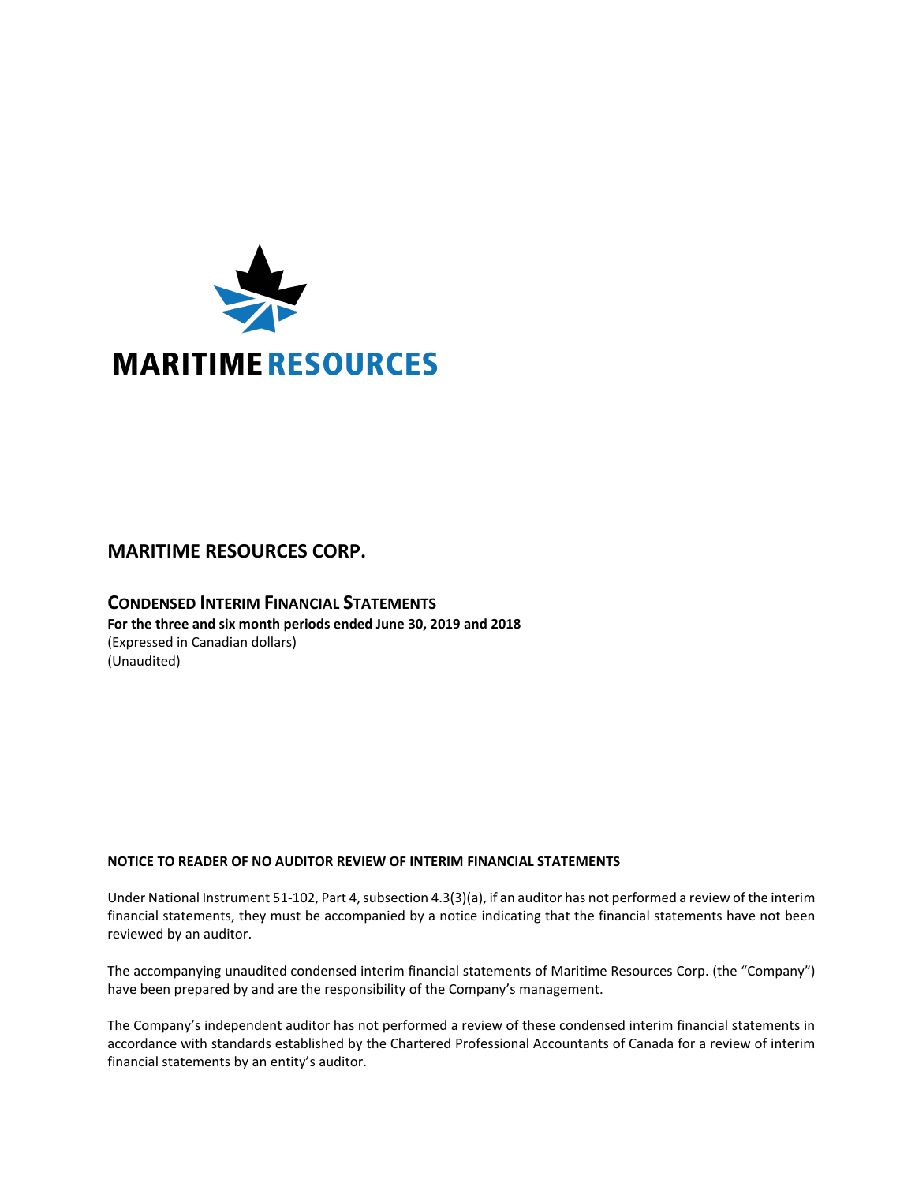MARITIME RESOURCES

# MARITIME RESOURCES CORP.

## CONDENSED INTERIM FINANCIAL STATEMENTS

**For the three and six month periods ended June 30, 2019 and 2018**
(Expressed in Canadian dollars)
(Unaudited)

**NOTICE TO READER OF NO AUDITOR REVIEW OF INTERIM FINANCIAL STATEMENTS**

Under National Instrument 51-102, Part 4, subsection 4.3(3)(a), if an auditor has not performed a review of the interim financial statements, they must be accompanied by a notice indicating that the financial statements have not been reviewed by an auditor.

The accompanying unaudited condensed interim financial statements of Maritime Resources Corp. (the "Company") have been prepared by and are the responsibility of the Company's management.

The Company's independent auditor has not performed a review of these condensed interim financial statements in accordance with standards established by the Chartered Professional Accountants of Canada for a review of interim financial statements by an entity's auditor.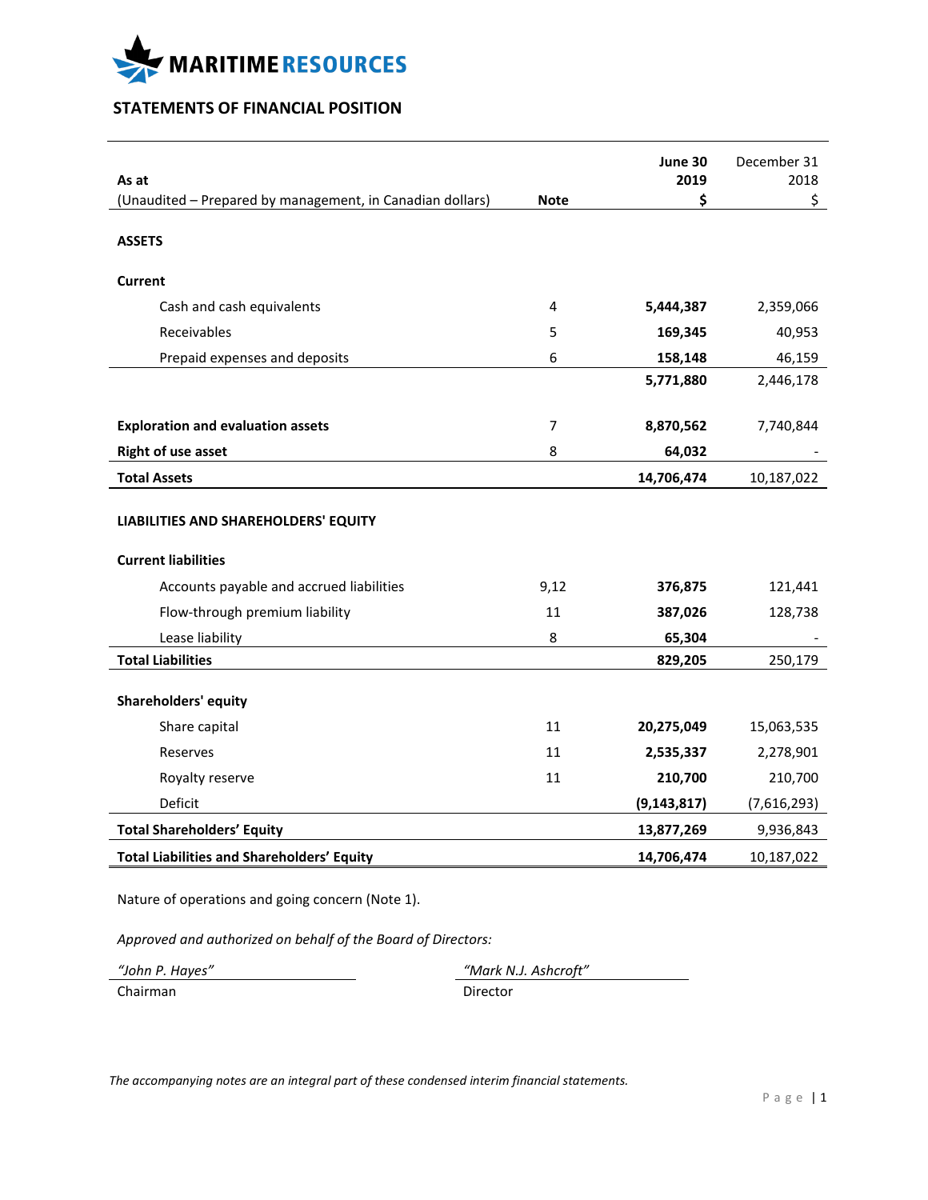MARITIME RESOURCES

## STATEMENTS OF FINANCIAL POSITION

| As at<br>(Unaudited – Prepared by management, in Canadian dollars) | Note | June 30<br>2019<br>$ | December 31<br>2018<br>$ |
|---|---|---|---|
| **ASSETS** | | | |
| **Current** | | | |
| Cash and cash equivalents | 4 | **5,444,387** | 2,359,066 |
| Receivables | 5 | **169,345** | 40,953 |
| Prepaid expenses and deposits | 6 | **158,148** | 46,159 |
| | | **5,771,880** | 2,446,178 |
| **Exploration and evaluation assets** | 7 | **8,870,562** | 7,740,844 |
| **Right of use asset** | 8 | **64,032** | - |
| **Total Assets** | | **14,706,474** | 10,187,022 |
| **LIABILITIES AND SHAREHOLDERS' EQUITY** | | | |
| **Current liabilities** | | | |
| Accounts payable and accrued liabilities | 9,12 | **376,875** | 121,441 |
| Flow-through premium liability | 11 | **387,026** | 128,738 |
| Lease liability | 8 | **65,304** | - |
| **Total Liabilities** | | **829,205** | 250,179 |
| **Shareholders' equity** | | | |
| Share capital | 11 | **20,275,049** | 15,063,535 |
| Reserves | 11 | **2,535,337** | 2,278,901 |
| Royalty reserve | 11 | **210,700** | 210,700 |
| Deficit | | **(9,143,817)** | (7,616,293) |
| **Total Shareholders' Equity** | | **13,877,269** | 9,936,843 |
| **Total Liabilities and Shareholders' Equity** | | **14,706,474** | 10,187,022 |

Nature of operations and going concern (Note 1).

*Approved and authorized on behalf of the Board of Directors:*

*"John P. Hayes"*
Chairman

*"Mark N.J. Ashcroft"*
Director

*The accompanying notes are an integral part of these condensed interim financial statements.*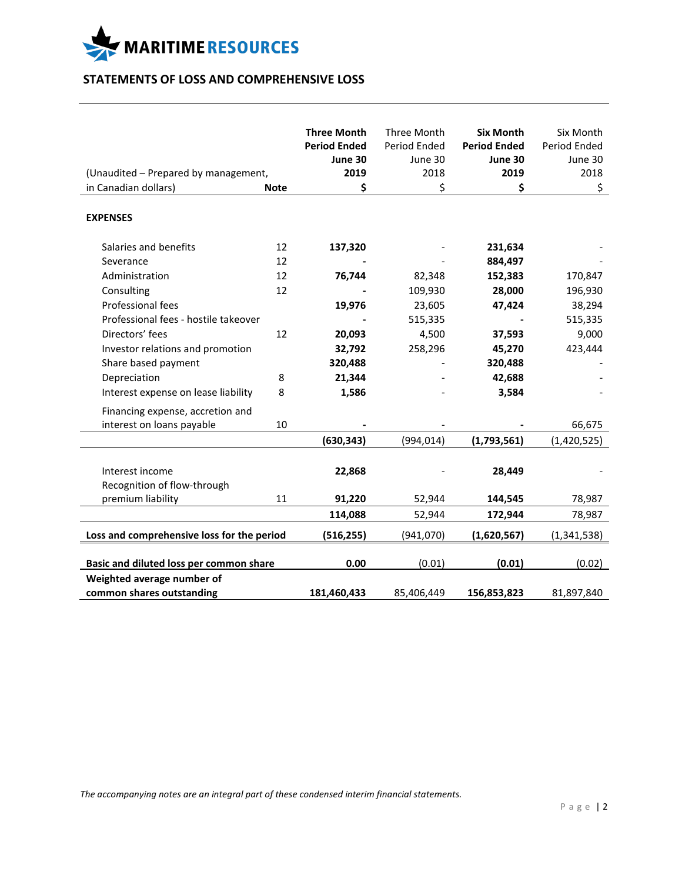MARITIME RESOURCES

## STATEMENTS OF LOSS AND COMPREHENSIVE LOSS

| (Unaudited – Prepared by management, in Canadian dollars) | Note | **Three Month Period Ended June 30 2019 $** | Three Month Period Ended June 30 2018 $ | **Six Month Period Ended June 30 2019 $** | Six Month Period Ended June 30 2018 $ |
|---|---|---|---|---|---|
| **EXPENSES** | | | | | |
| Salaries and benefits | 12 | **137,320** | - | **231,634** | - |
| Severance | 12 | **-** | - | **884,497** | - |
| Administration | 12 | **76,744** | 82,348 | **152,383** | 170,847 |
| Consulting | 12 | **-** | 109,930 | **28,000** | 196,930 |
| Professional fees | | **19,976** | 23,605 | **47,424** | 38,294 |
| Professional fees - hostile takeover | | **-** | 515,335 | **-** | 515,335 |
| Directors' fees | 12 | **20,093** | 4,500 | **37,593** | 9,000 |
| Investor relations and promotion | | **32,792** | 258,296 | **45,270** | 423,444 |
| Share based payment | | **320,488** | - | **320,488** | - |
| Depreciation | 8 | **21,344** | - | **42,688** | - |
| Interest expense on lease liability | 8 | **1,586** | - | **3,584** | - |
| Financing expense, accretion and interest on loans payable | 10 | **-** | - | **-** | 66,675 |
| | | **(630,343)** | (994,014) | **(1,793,561)** | (1,420,525) |
| Interest income | | **22,868** | - | **28,449** | - |
| Recognition of flow-through premium liability | 11 | **91,220** | 52,944 | **144,545** | 78,987 |
| | | **114,088** | 52,944 | **172,944** | 78,987 |
| **Loss and comprehensive loss for the period** | | **(516,255)** | (941,070) | **(1,620,567)** | (1,341,538) |
| **Basic and diluted loss per common share** | | **0.00** | (0.01) | **(0.01)** | (0.02) |
| **Weighted average number of common shares outstanding** | | **181,460,433** | 85,406,449 | **156,853,823** | 81,897,840 |

*The accompanying notes are an integral part of these condensed interim financial statements.*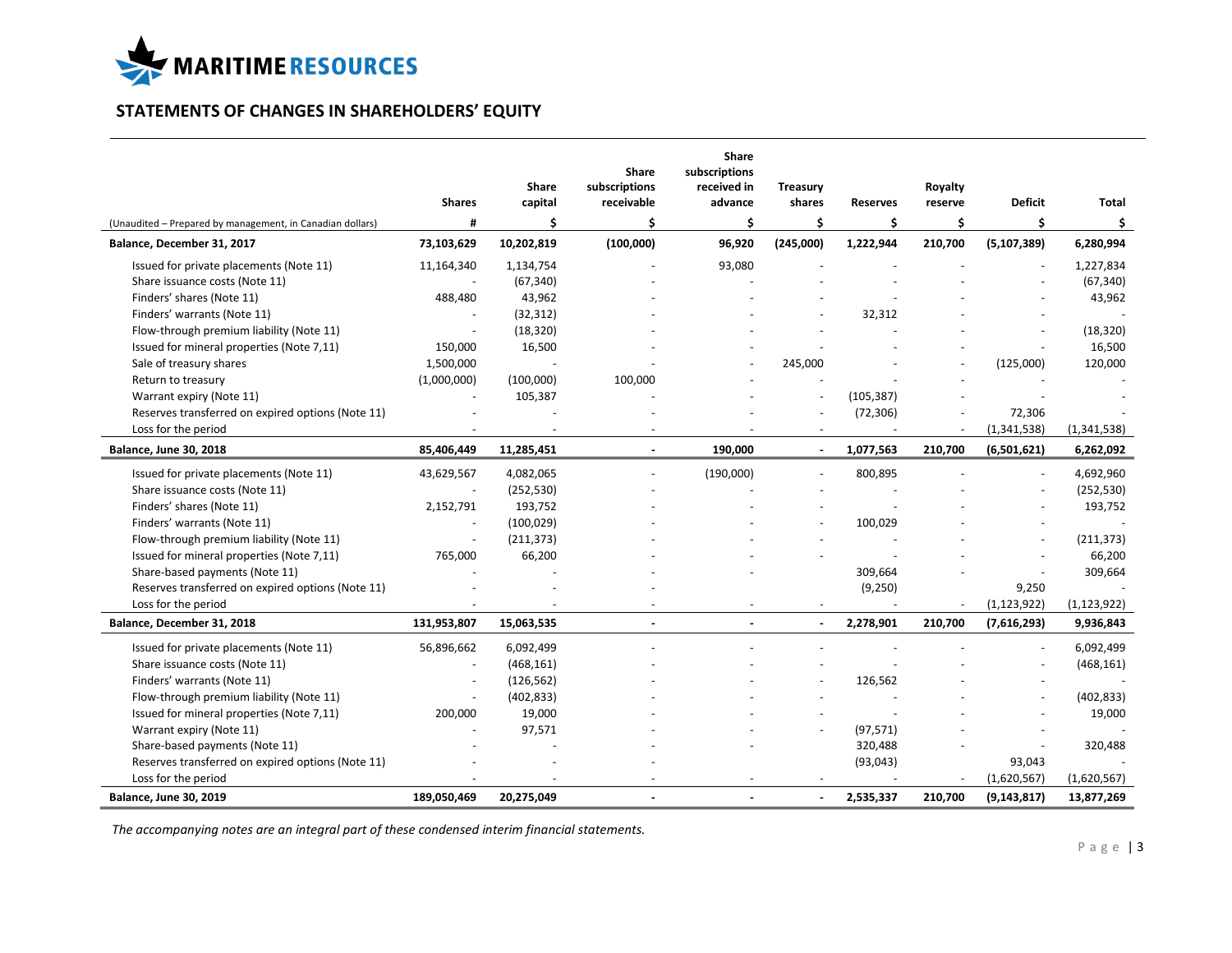# MARITIME RESOURCES

## STATEMENTS OF CHANGES IN SHAREHOLDERS' EQUITY

| (Unaudited – Prepared by management, in Canadian dollars) | Shares | Share capital | Share subscriptions receivable | Share subscriptions received in advance | Treasury shares | Reserves | Royalty reserve | Deficit | Total |
|---|---|---|---|---|---|---|---|---|---|
| | # | $ | $ | $ | $ | $ | $ | $ | $ |
| **Balance, December 31, 2017** | **73,103,629** | **10,202,819** | **(100,000)** | **96,920** | **(245,000)** | **1,222,944** | **210,700** | **(5,107,389)** | **6,280,994** |
| Issued for private placements (Note 11) | 11,164,340 | 1,134,754 | - | 93,080 | - | - | - | - | 1,227,834 |
| Share issuance costs (Note 11) | - | (67,340) | - | - | - | - | - | - | (67,340) |
| Finders' shares (Note 11) | 488,480 | 43,962 | - | - | - | - | - | - | 43,962 |
| Finders' warrants (Note 11) | - | (32,312) | - | - | - | 32,312 | - | - | - |
| Flow-through premium liability (Note 11) | - | (18,320) | - | - | - | - | - | - | (18,320) |
| Issued for mineral properties (Note 7,11) | 150,000 | 16,500 | - | - | - | - | - | - | 16,500 |
| Sale of treasury shares | 1,500,000 | - | - | - | 245,000 | - | - | (125,000) | 120,000 |
| Return to treasury | (1,000,000) | (100,000) | 100,000 | - | - | - | - | - | - |
| Warrant expiry (Note 11) | - | 105,387 | - | - | - | (105,387) | - | - | - |
| Reserves transferred on expired options (Note 11) | - | - | - | - | - | (72,306) | - | 72,306 | - |
| Loss for the period | - | - | - | - | - | - | - | (1,341,538) | (1,341,538) |
| **Balance, June 30, 2018** | **85,406,449** | **11,285,451** | **-** | **190,000** | **-** | **1,077,563** | **210,700** | **(6,501,621)** | **6,262,092** |
| Issued for private placements (Note 11) | 43,629,567 | 4,082,065 | - | (190,000) | - | 800,895 | - | - | 4,692,960 |
| Share issuance costs (Note 11) | - | (252,530) | - | - | - | - | - | - | (252,530) |
| Finders' shares (Note 11) | 2,152,791 | 193,752 | - | - | - | - | - | - | 193,752 |
| Finders' warrants (Note 11) | - | (100,029) | - | - | - | 100,029 | - | - | - |
| Flow-through premium liability (Note 11) | - | (211,373) | - | - | - | - | - | - | (211,373) |
| Issued for mineral properties (Note 7,11) | 765,000 | 66,200 | - | - | - | - | - | - | 66,200 |
| Share-based payments (Note 11) | - | - | - | - | | 309,664 | - | - | 309,664 |
| Reserves transferred on expired options (Note 11) | - | - | - | | | (9,250) | | 9,250 | - |
| Loss for the period | - | - | - | - | - | - | - | (1,123,922) | (1,123,922) |
| **Balance, December 31, 2018** | **131,953,807** | **15,063,535** | **-** | **-** | **-** | **2,278,901** | **210,700** | **(7,616,293)** | **9,936,843** |
| Issued for private placements (Note 11) | 56,896,662 | 6,092,499 | - | - | - | - | - | - | 6,092,499 |
| Share issuance costs (Note 11) | - | (468,161) | - | - | - | - | - | - | (468,161) |
| Finders' warrants (Note 11) | - | (126,562) | - | - | - | 126,562 | - | - | - |
| Flow-through premium liability (Note 11) | - | (402,833) | - | - | - | - | - | - | (402,833) |
| Issued for mineral properties (Note 7,11) | 200,000 | 19,000 | - | - | - | - | - | - | 19,000 |
| Warrant expiry (Note 11) | - | 97,571 | - | - | - | (97,571) | - | - | - |
| Share-based payments (Note 11) | - | - | - | - | | 320,488 | - | - | 320,488 |
| Reserves transferred on expired options (Note 11) | - | - | - | | | (93,043) | | 93,043 | - |
| Loss for the period | - | - | - | - | - | - | - | (1,620,567) | (1,620,567) |
| **Balance, June 30, 2019** | **189,050,469** | **20,275,049** | **-** | **-** | **-** | **2,535,337** | **210,700** | **(9,143,817)** | **13,877,269** |

*The accompanying notes are an integral part of these condensed interim financial statements.*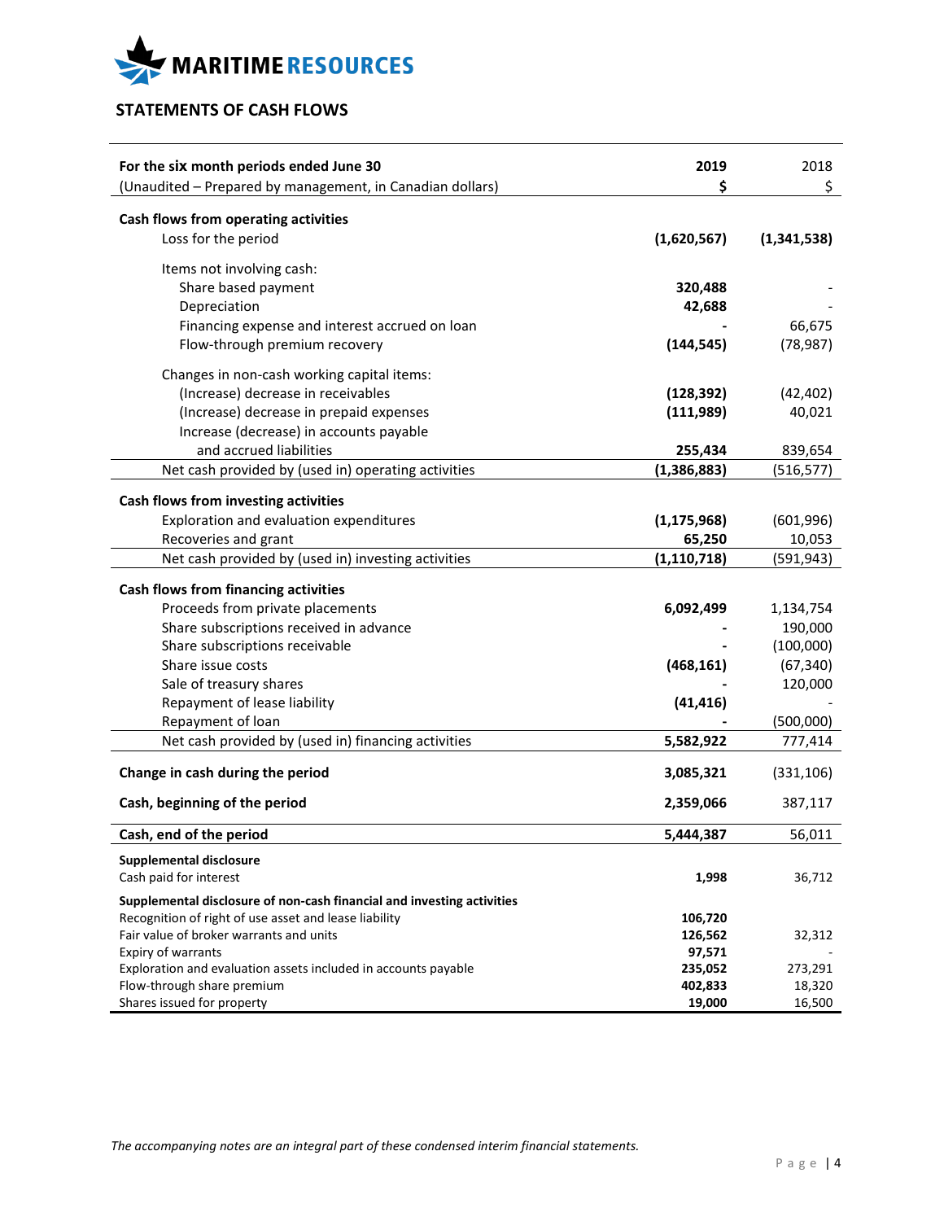MARITIME RESOURCES

## STATEMENTS OF CASH FLOWS

| For the six month periods ended June 30 | 2019 | 2018 |
|---|---|---|
| (Unaudited – Prepared by management, in Canadian dollars) | $ | $ |
| **Cash flows from operating activities** | | |
| Loss for the period | **(1,620,567)** | **(1,341,538)** |
| Items not involving cash: | | |
| Share based payment | **320,488** | - |
| Depreciation | **42,688** | - |
| Financing expense and interest accrued on loan | **-** | 66,675 |
| Flow-through premium recovery | **(144,545)** | (78,987) |
| Changes in non-cash working capital items: | | |
| (Increase) decrease in receivables | **(128,392)** | (42,402) |
| (Increase) decrease in prepaid expenses | **(111,989)** | 40,021 |
| Increase (decrease) in accounts payable and accrued liabilities | **255,434** | 839,654 |
| Net cash provided by (used in) operating activities | **(1,386,883)** | (516,577) |
| **Cash flows from investing activities** | | |
| Exploration and evaluation expenditures | **(1,175,968)** | (601,996) |
| Recoveries and grant | **65,250** | 10,053 |
| Net cash provided by (used in) investing activities | **(1,110,718)** | (591,943) |
| **Cash flows from financing activities** | | |
| Proceeds from private placements | **6,092,499** | 1,134,754 |
| Share subscriptions received in advance | **-** | 190,000 |
| Share subscriptions receivable | **-** | (100,000) |
| Share issue costs | **(468,161)** | (67,340) |
| Sale of treasury shares | **-** | 120,000 |
| Repayment of lease liability | **(41,416)** | - |
| Repayment of loan | **-** | (500,000) |
| Net cash provided by (used in) financing activities | **5,582,922** | 777,414 |
| **Change in cash during the period** | **3,085,321** | (331,106) |
| **Cash, beginning of the period** | **2,359,066** | 387,117 |
| **Cash, end of the period** | **5,444,387** | 56,011 |
| **Supplemental disclosure** | | |
| Cash paid for interest | **1,998** | 36,712 |
| **Supplemental disclosure of non-cash financial and investing activities** | | |
| Recognition of right of use asset and lease liability | **106,720** | |
| Fair value of broker warrants and units | **126,562** | 32,312 |
| Expiry of warrants | **97,571** | - |
| Exploration and evaluation assets included in accounts payable | **235,052** | 273,291 |
| Flow-through share premium | **402,833** | 18,320 |
| Shares issued for property | **19,000** | 16,500 |

*The accompanying notes are an integral part of these condensed interim financial statements.*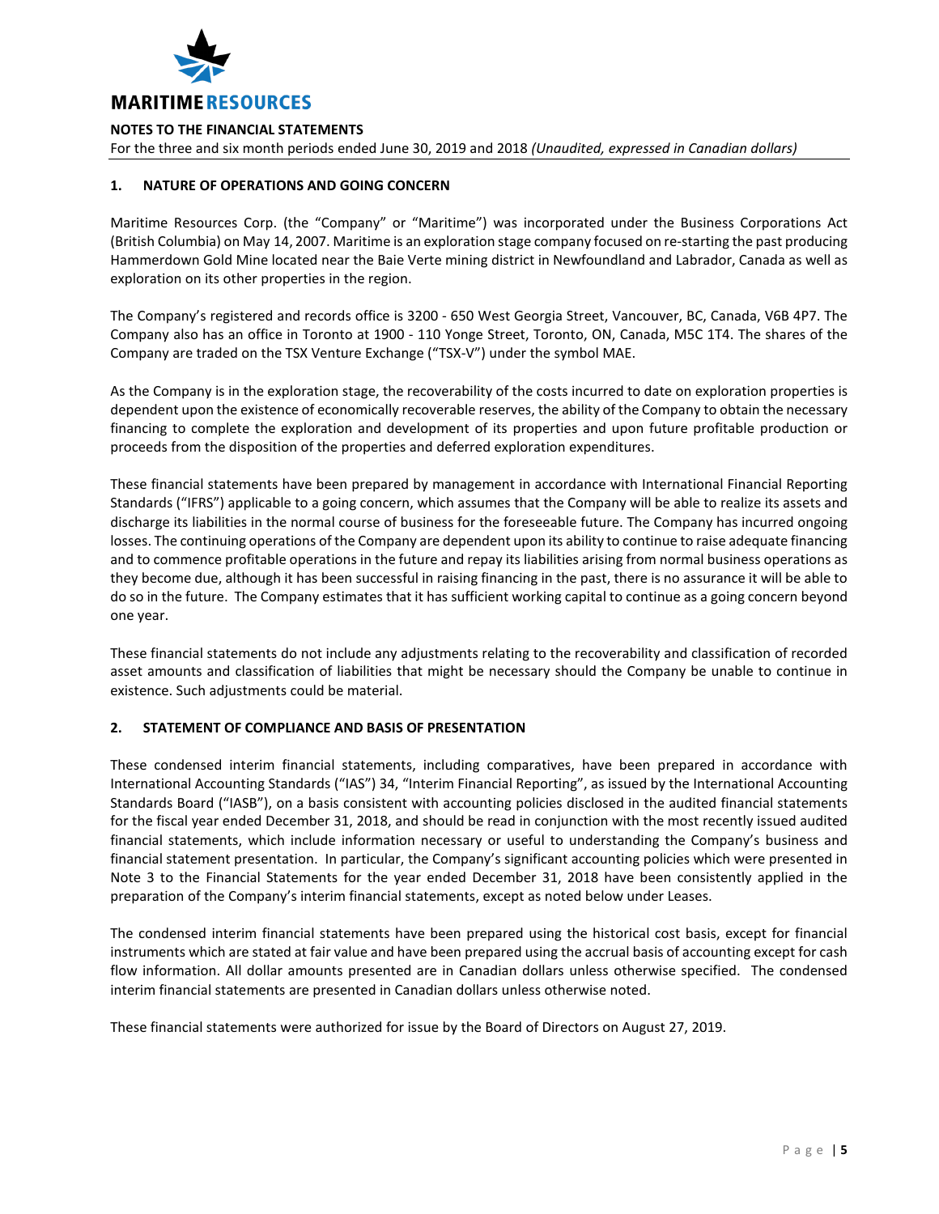## NOTES TO THE FINANCIAL STATEMENTS

For the three and six month periods ended June 30, 2019 and 2018 *(Unaudited, expressed in Canadian dollars)*

### 1. NATURE OF OPERATIONS AND GOING CONCERN

Maritime Resources Corp. (the "Company" or "Maritime") was incorporated under the Business Corporations Act (British Columbia) on May 14, 2007. Maritime is an exploration stage company focused on re-starting the past producing Hammerdown Gold Mine located near the Baie Verte mining district in Newfoundland and Labrador, Canada as well as exploration on its other properties in the region.

The Company's registered and records office is 3200 - 650 West Georgia Street, Vancouver, BC, Canada, V6B 4P7. The Company also has an office in Toronto at 1900 - 110 Yonge Street, Toronto, ON, Canada, M5C 1T4. The shares of the Company are traded on the TSX Venture Exchange ("TSX-V") under the symbol MAE.

As the Company is in the exploration stage, the recoverability of the costs incurred to date on exploration properties is dependent upon the existence of economically recoverable reserves, the ability of the Company to obtain the necessary financing to complete the exploration and development of its properties and upon future profitable production or proceeds from the disposition of the properties and deferred exploration expenditures.

These financial statements have been prepared by management in accordance with International Financial Reporting Standards ("IFRS") applicable to a going concern, which assumes that the Company will be able to realize its assets and discharge its liabilities in the normal course of business for the foreseeable future. The Company has incurred ongoing losses. The continuing operations of the Company are dependent upon its ability to continue to raise adequate financing and to commence profitable operations in the future and repay its liabilities arising from normal business operations as they become due, although it has been successful in raising financing in the past, there is no assurance it will be able to do so in the future. The Company estimates that it has sufficient working capital to continue as a going concern beyond one year.

These financial statements do not include any adjustments relating to the recoverability and classification of recorded asset amounts and classification of liabilities that might be necessary should the Company be unable to continue in existence. Such adjustments could be material.

### 2. STATEMENT OF COMPLIANCE AND BASIS OF PRESENTATION

These condensed interim financial statements, including comparatives, have been prepared in accordance with International Accounting Standards ("IAS") 34, "Interim Financial Reporting", as issued by the International Accounting Standards Board ("IASB"), on a basis consistent with accounting policies disclosed in the audited financial statements for the fiscal year ended December 31, 2018, and should be read in conjunction with the most recently issued audited financial statements, which include information necessary or useful to understanding the Company's business and financial statement presentation. In particular, the Company's significant accounting policies which were presented in Note 3 to the Financial Statements for the year ended December 31, 2018 have been consistently applied in the preparation of the Company's interim financial statements, except as noted below under Leases.

The condensed interim financial statements have been prepared using the historical cost basis, except for financial instruments which are stated at fair value and have been prepared using the accrual basis of accounting except for cash flow information. All dollar amounts presented are in Canadian dollars unless otherwise specified. The condensed interim financial statements are presented in Canadian dollars unless otherwise noted.

These financial statements were authorized for issue by the Board of Directors on August 27, 2019.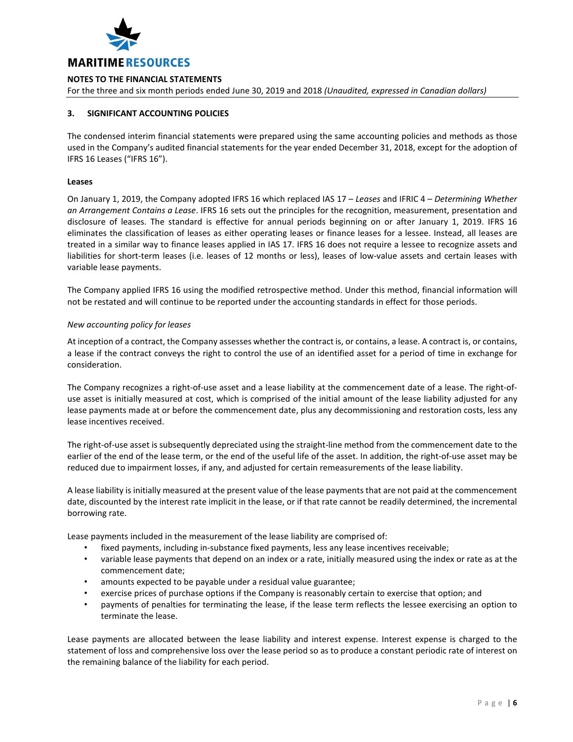## 3. SIGNIFICANT ACCOUNTING POLICIES

The condensed interim financial statements were prepared using the same accounting policies and methods as those used in the Company's audited financial statements for the year ended December 31, 2018, except for the adoption of IFRS 16 Leases ("IFRS 16").

**Leases**

On January 1, 2019, the Company adopted IFRS 16 which replaced IAS 17 – *Leases* and IFRIC 4 – *Determining Whether an Arrangement Contains a Lease*. IFRS 16 sets out the principles for the recognition, measurement, presentation and disclosure of leases. The standard is effective for annual periods beginning on or after January 1, 2019. IFRS 16 eliminates the classification of leases as either operating leases or finance leases for a lessee. Instead, all leases are treated in a similar way to finance leases applied in IAS 17. IFRS 16 does not require a lessee to recognize assets and liabilities for short-term leases (i.e. leases of 12 months or less), leases of low-value assets and certain leases with variable lease payments.

The Company applied IFRS 16 using the modified retrospective method. Under this method, financial information will not be restated and will continue to be reported under the accounting standards in effect for those periods.

*New accounting policy for leases*

At inception of a contract, the Company assesses whether the contract is, or contains, a lease. A contract is, or contains, a lease if the contract conveys the right to control the use of an identified asset for a period of time in exchange for consideration.

The Company recognizes a right-of-use asset and a lease liability at the commencement date of a lease. The right-of-use asset is initially measured at cost, which is comprised of the initial amount of the lease liability adjusted for any lease payments made at or before the commencement date, plus any decommissioning and restoration costs, less any lease incentives received.

The right-of-use asset is subsequently depreciated using the straight-line method from the commencement date to the earlier of the end of the lease term, or the end of the useful life of the asset. In addition, the right-of-use asset may be reduced due to impairment losses, if any, and adjusted for certain remeasurements of the lease liability.

A lease liability is initially measured at the present value of the lease payments that are not paid at the commencement date, discounted by the interest rate implicit in the lease, or if that rate cannot be readily determined, the incremental borrowing rate.

Lease payments included in the measurement of the lease liability are comprised of:

- fixed payments, including in-substance fixed payments, less any lease incentives receivable;
- variable lease payments that depend on an index or a rate, initially measured using the index or rate as at the commencement date;
- amounts expected to be payable under a residual value guarantee;
- exercise prices of purchase options if the Company is reasonably certain to exercise that option; and
- payments of penalties for terminating the lease, if the lease term reflects the lessee exercising an option to terminate the lease.

Lease payments are allocated between the lease liability and interest expense. Interest expense is charged to the statement of loss and comprehensive loss over the lease period so as to produce a constant periodic rate of interest on the remaining balance of the liability for each period.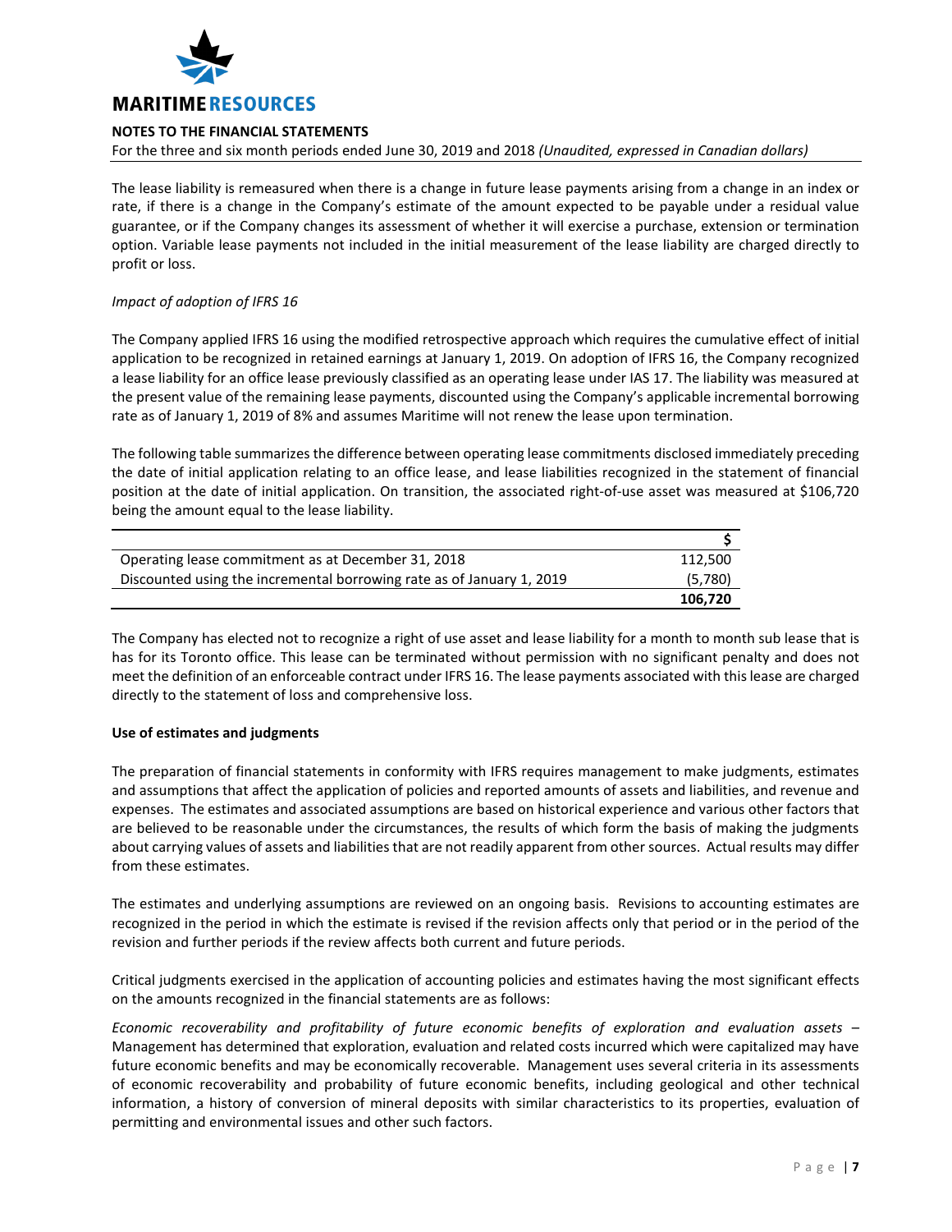The lease liability is remeasured when there is a change in future lease payments arising from a change in an index or rate, if there is a change in the Company's estimate of the amount expected to be payable under a residual value guarantee, or if the Company changes its assessment of whether it will exercise a purchase, extension or termination option. Variable lease payments not included in the initial measurement of the lease liability are charged directly to profit or loss.

*Impact of adoption of IFRS 16*

The Company applied IFRS 16 using the modified retrospective approach which requires the cumulative effect of initial application to be recognized in retained earnings at January 1, 2019. On adoption of IFRS 16, the Company recognized a lease liability for an office lease previously classified as an operating lease under IAS 17. The liability was measured at the present value of the remaining lease payments, discounted using the Company's applicable incremental borrowing rate as of January 1, 2019 of 8% and assumes Maritime will not renew the lease upon termination.

The following table summarizes the difference between operating lease commitments disclosed immediately preceding the date of initial application relating to an office lease, and lease liabilities recognized in the statement of financial position at the date of initial application. On transition, the associated right-of-use asset was measured at $106,720 being the amount equal to the lease liability.

| | $ |
|---|---|
| Operating lease commitment as at December 31, 2018 | 112,500 |
| Discounted using the incremental borrowing rate as of January 1, 2019 | (5,780) |
| | **106,720** |

The Company has elected not to recognize a right of use asset and lease liability for a month to month sub lease that is has for its Toronto office. This lease can be terminated without permission with no significant penalty and does not meet the definition of an enforceable contract under IFRS 16. The lease payments associated with this lease are charged directly to the statement of loss and comprehensive loss.

**Use of estimates and judgments**

The preparation of financial statements in conformity with IFRS requires management to make judgments, estimates and assumptions that affect the application of policies and reported amounts of assets and liabilities, and revenue and expenses. The estimates and associated assumptions are based on historical experience and various other factors that are believed to be reasonable under the circumstances, the results of which form the basis of making the judgments about carrying values of assets and liabilities that are not readily apparent from other sources. Actual results may differ from these estimates.

The estimates and underlying assumptions are reviewed on an ongoing basis. Revisions to accounting estimates are recognized in the period in which the estimate is revised if the revision affects only that period or in the period of the revision and further periods if the review affects both current and future periods.

Critical judgments exercised in the application of accounting policies and estimates having the most significant effects on the amounts recognized in the financial statements are as follows:

*Economic recoverability and profitability of future economic benefits of exploration and evaluation assets* – Management has determined that exploration, evaluation and related costs incurred which were capitalized may have future economic benefits and may be economically recoverable. Management uses several criteria in its assessments of economic recoverability and probability of future economic benefits, including geological and other technical information, a history of conversion of mineral deposits with similar characteristics to its properties, evaluation of permitting and environmental issues and other such factors.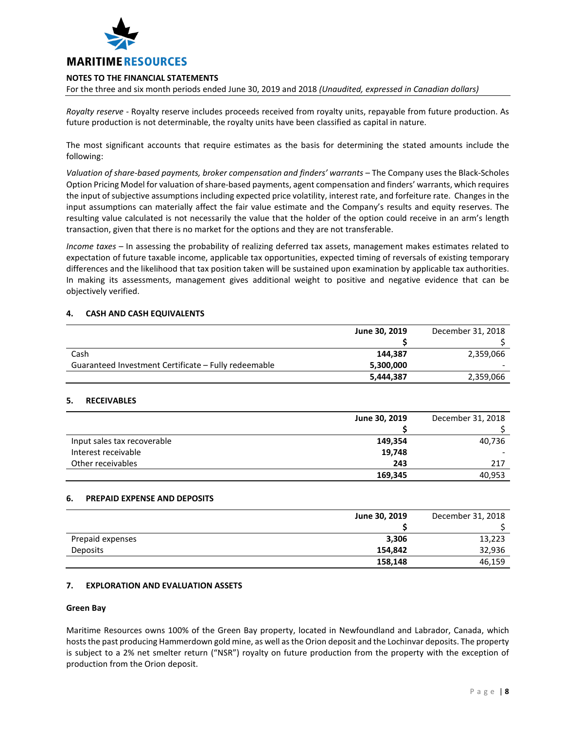*Royalty reserve* - Royalty reserve includes proceeds received from royalty units, repayable from future production. As future production is not determinable, the royalty units have been classified as capital in nature.

The most significant accounts that require estimates as the basis for determining the stated amounts include the following:

*Valuation of share-based payments, broker compensation and finders' warrants* – The Company uses the Black-Scholes Option Pricing Model for valuation of share-based payments, agent compensation and finders' warrants, which requires the input of subjective assumptions including expected price volatility, interest rate, and forfeiture rate. Changes in the input assumptions can materially affect the fair value estimate and the Company's results and equity reserves. The resulting value calculated is not necessarily the value that the holder of the option could receive in an arm's length transaction, given that there is no market for the options and they are not transferable.

*Income taxes* – In assessing the probability of realizing deferred tax assets, management makes estimates related to expectation of future taxable income, applicable tax opportunities, expected timing of reversals of existing temporary differences and the likelihood that tax position taken will be sustained upon examination by applicable tax authorities. In making its assessments, management gives additional weight to positive and negative evidence that can be objectively verified.

## 4. CASH AND CASH EQUIVALENTS

| | **June 30, 2019** | December 31, 2018 |
|---|---|---|
| | **$** | $ |
| Cash | **144,387** | 2,359,066 |
| Guaranteed Investment Certificate – Fully redeemable | **5,300,000** | - |
| | **5,444,387** | 2,359,066 |

## 5. RECEIVABLES

| | **June 30, 2019** | December 31, 2018 |
|---|---|---|
| | **$** | $ |
| Input sales tax recoverable | **149,354** | 40,736 |
| Interest receivable | **19,748** | - |
| Other receivables | **243** | 217 |
| | **169,345** | 40,953 |

## 6. PREPAID EXPENSE AND DEPOSITS

| | **June 30, 2019** | December 31, 2018 |
|---|---|---|
| | **$** | $ |
| Prepaid expenses | **3,306** | 13,223 |
| Deposits | **154,842** | 32,936 |
| | **158,148** | 46,159 |

## 7. EXPLORATION AND EVALUATION ASSETS

**Green Bay**

Maritime Resources owns 100% of the Green Bay property, located in Newfoundland and Labrador, Canada, which hosts the past producing Hammerdown gold mine, as well as the Orion deposit and the Lochinvar deposits. The property is subject to a 2% net smelter return ("NSR") royalty on future production from the property with the exception of production from the Orion deposit.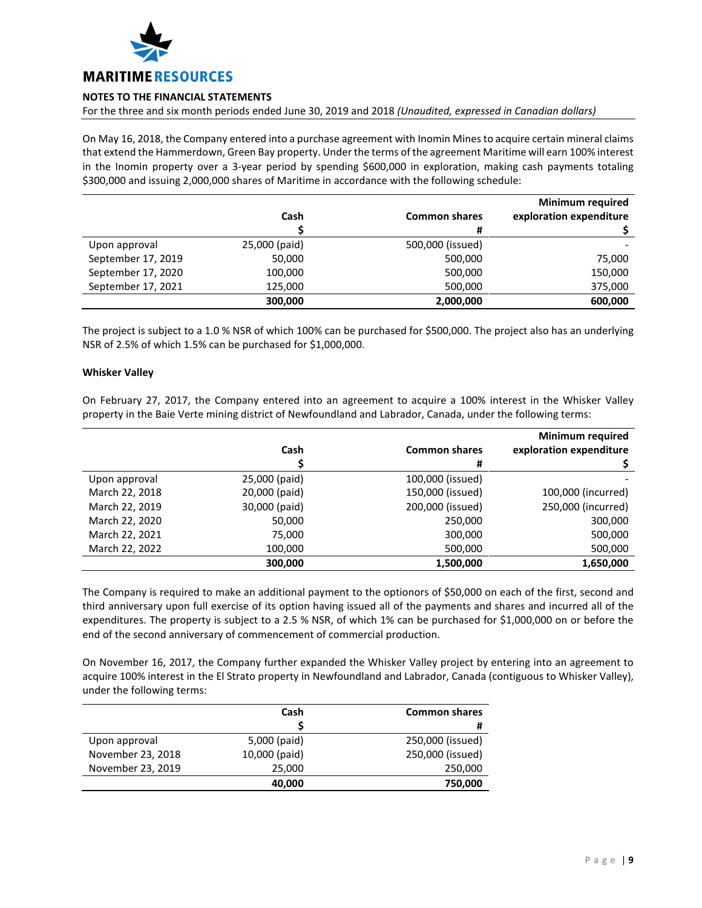On May 16, 2018, the Company entered into a purchase agreement with Inomin Mines to acquire certain mineral claims that extend the Hammerdown, Green Bay property. Under the terms of the agreement Maritime will earn 100% interest in the Inomin property over a 3-year period by spending $600,000 in exploration, making cash payments totaling $300,000 and issuing 2,000,000 shares of Maritime in accordance with the following schedule:

| | Cash<br>$ | Common shares<br># | Minimum required exploration expenditure<br>$ |
|---|---|---|---|
| Upon approval | 25,000 (paid) | 500,000 (issued) | - |
| September 17, 2019 | 50,000 | 500,000 | 75,000 |
| September 17, 2020 | 100,000 | 500,000 | 150,000 |
| September 17, 2021 | 125,000 | 500,000 | 375,000 |
| | **300,000** | **2,000,000** | **600,000** |

The project is subject to a 1.0 % NSR of which 100% can be purchased for $500,000. The project also has an underlying NSR of 2.5% of which 1.5% can be purchased for $1,000,000.

**Whisker Valley**

On February 27, 2017, the Company entered into an agreement to acquire a 100% interest in the Whisker Valley property in the Baie Verte mining district of Newfoundland and Labrador, Canada, under the following terms:

| | Cash<br>$ | Common shares<br># | Minimum required exploration expenditure<br>$ |
|---|---|---|---|
| Upon approval | 25,000 (paid) | 100,000 (issued) | - |
| March 22, 2018 | 20,000 (paid) | 150,000 (issued) | 100,000 (incurred) |
| March 22, 2019 | 30,000 (paid) | 200,000 (issued) | 250,000 (incurred) |
| March 22, 2020 | 50,000 | 250,000 | 300,000 |
| March 22, 2021 | 75,000 | 300,000 | 500,000 |
| March 22, 2022 | 100,000 | 500,000 | 500,000 |
| | **300,000** | **1,500,000** | **1,650,000** |

The Company is required to make an additional payment to the optionors of $50,000 on each of the first, second and third anniversary upon full exercise of its option having issued all of the payments and shares and incurred all of the expenditures. The property is subject to a 2.5 % NSR, of which 1% can be purchased for $1,000,000 on or before the end of the second anniversary of commencement of commercial production.

On November 16, 2017, the Company further expanded the Whisker Valley project by entering into an agreement to acquire 100% interest in the El Strato property in Newfoundland and Labrador, Canada (contiguous to Whisker Valley), under the following terms:

| | Cash<br>$ | Common shares<br># |
|---|---|---|
| Upon approval | 5,000 (paid) | 250,000 (issued) |
| November 23, 2018 | 10,000 (paid) | 250,000 (issued) |
| November 23, 2019 | 25,000 | 250,000 |
| | **40,000** | **750,000** |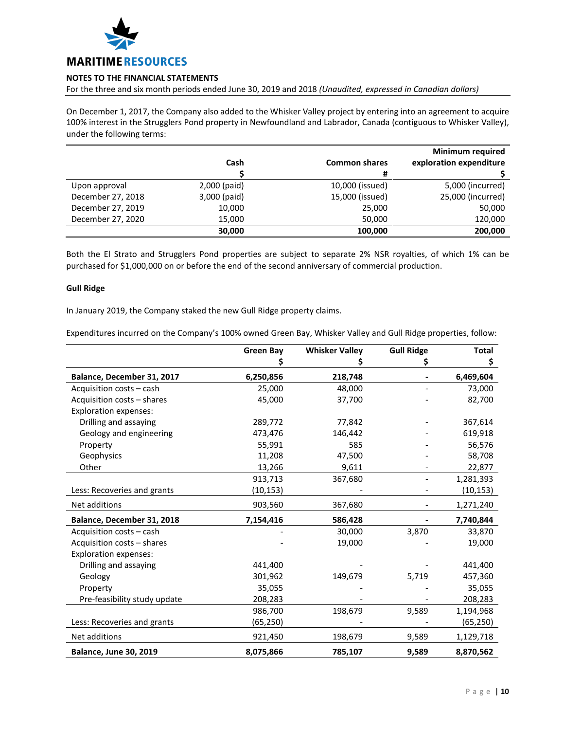On December 1, 2017, the Company also added to the Whisker Valley project by entering into an agreement to acquire 100% interest in the Strugglers Pond property in Newfoundland and Labrador, Canada (contiguous to Whisker Valley), under the following terms:

| | Cash<br>$ | Common shares<br># | Minimum required exploration expenditure<br>$ |
|---|---|---|---|
| Upon approval | 2,000 (paid) | 10,000 (issued) | 5,000 (incurred) |
| December 27, 2018 | 3,000 (paid) | 15,000 (issued) | 25,000 (incurred) |
| December 27, 2019 | 10,000 | 25,000 | 50,000 |
| December 27, 2020 | 15,000 | 50,000 | 120,000 |
| | **30,000** | **100,000** | **200,000** |

Both the El Strato and Strugglers Pond properties are subject to separate 2% NSR royalties, of which 1% can be purchased for $1,000,000 on or before the end of the second anniversary of commercial production.

**Gull Ridge**

In January 2019, the Company staked the new Gull Ridge property claims.

Expenditures incurred on the Company's 100% owned Green Bay, Whisker Valley and Gull Ridge properties, follow:

| | Green Bay<br>$ | Whisker Valley<br>$ | Gull Ridge<br>$ | Total<br>$ |
|---|---|---|---|---|
| **Balance, December 31, 2017** | **6,250,856** | **218,748** | **-** | **6,469,604** |
| Acquisition costs – cash | 25,000 | 48,000 | - | 73,000 |
| Acquisition costs – shares | 45,000 | 37,700 | - | 82,700 |
| Exploration expenses: | | | | |
| Drilling and assaying | 289,772 | 77,842 | - | 367,614 |
| Geology and engineering | 473,476 | 146,442 | - | 619,918 |
| Property | 55,991 | 585 | - | 56,576 |
| Geophysics | 11,208 | 47,500 | - | 58,708 |
| Other | 13,266 | 9,611 | - | 22,877 |
| | 913,713 | 367,680 | - | 1,281,393 |
| Less: Recoveries and grants | (10,153) | - | - | (10,153) |
| Net additions | 903,560 | 367,680 | - | 1,271,240 |
| **Balance, December 31, 2018** | **7,154,416** | **586,428** | **-** | **7,740,844** |
| Acquisition costs – cash | - | 30,000 | 3,870 | 33,870 |
| Acquisition costs – shares | - | 19,000 | - | 19,000 |
| Exploration expenses: | | | | |
| Drilling and assaying | 441,400 | - | - | 441,400 |
| Geology | 301,962 | 149,679 | 5,719 | 457,360 |
| Property | 35,055 | - | - | 35,055 |
| Pre-feasibility study update | 208,283 | - | - | 208,283 |
| | 986,700 | 198,679 | 9,589 | 1,194,968 |
| Less: Recoveries and grants | (65,250) | - | - | (65,250) |
| Net additions | 921,450 | 198,679 | 9,589 | 1,129,718 |
| **Balance, June 30, 2019** | **8,075,866** | **785,107** | **9,589** | **8,870,562** |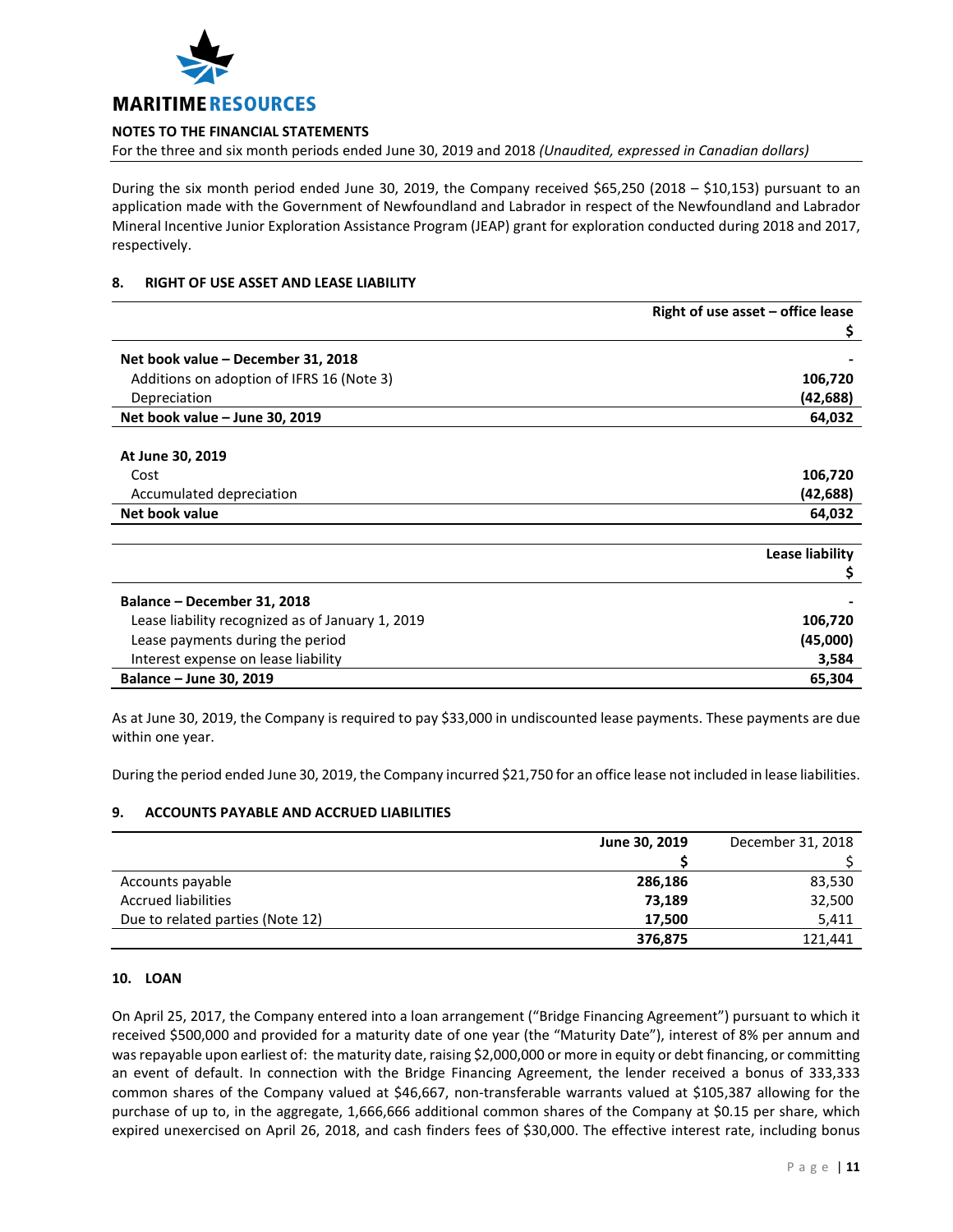During the six month period ended June 30, 2019, the Company received $65,250 (2018 – $10,153) pursuant to an application made with the Government of Newfoundland and Labrador in respect of the Newfoundland and Labrador Mineral Incentive Junior Exploration Assistance Program (JEAP) grant for exploration conducted during 2018 and 2017, respectively.

## 8. RIGHT OF USE ASSET AND LEASE LIABILITY

| | Right of use asset – office lease |
|---|---|
| | $ |
| **Net book value – December 31, 2018** | - |
| Additions on adoption of IFRS 16 (Note 3) | 106,720 |
| Depreciation | (42,688) |
| **Net book value – June 30, 2019** | **64,032** |
| | |
| **At June 30, 2019** | |
| Cost | 106,720 |
| Accumulated depreciation | (42,688) |
| **Net book value** | **64,032** |

| | Lease liability |
|---|---|
| | $ |
| **Balance – December 31, 2018** | - |
| Lease liability recognized as of January 1, 2019 | 106,720 |
| Lease payments during the period | (45,000) |
| Interest expense on lease liability | 3,584 |
| **Balance – June 30, 2019** | **65,304** |

As at June 30, 2019, the Company is required to pay $33,000 in undiscounted lease payments. These payments are due within one year.

During the period ended June 30, 2019, the Company incurred $21,750 for an office lease not included in lease liabilities.

## 9. ACCOUNTS PAYABLE AND ACCRUED LIABILITIES

| | June 30, 2019 | December 31, 2018 |
|---|---|---|
| | $ | $ |
| Accounts payable | 286,186 | 83,530 |
| Accrued liabilities | 73,189 | 32,500 |
| Due to related parties (Note 12) | 17,500 | 5,411 |
| | **376,875** | 121,441 |

## 10. LOAN

On April 25, 2017, the Company entered into a loan arrangement ("Bridge Financing Agreement") pursuant to which it received $500,000 and provided for a maturity date of one year (the "Maturity Date"), interest of 8% per annum and was repayable upon earliest of: the maturity date, raising $2,000,000 or more in equity or debt financing, or committing an event of default. In connection with the Bridge Financing Agreement, the lender received a bonus of 333,333 common shares of the Company valued at $46,667, non-transferable warrants valued at $105,387 allowing for the purchase of up to, in the aggregate, 1,666,666 additional common shares of the Company at $0.15 per share, which expired unexercised on April 26, 2018, and cash finders fees of $30,000. The effective interest rate, including bonus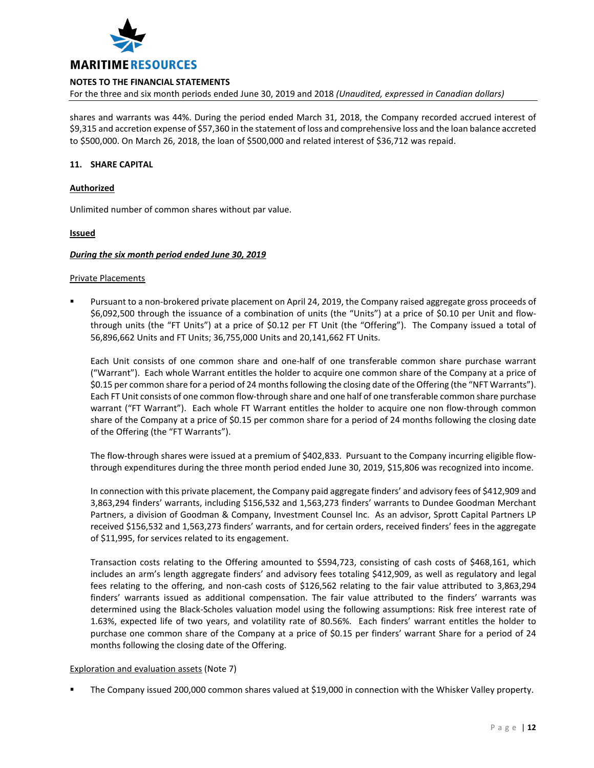shares and warrants was 44%. During the period ended March 31, 2018, the Company recorded accrued interest of $9,315 and accretion expense of $57,360 in the statement of loss and comprehensive loss and the loan balance accreted to $500,000. On March 26, 2018, the loan of $500,000 and related interest of $36,712 was repaid.

## 11. SHARE CAPITAL

**Authorized**

Unlimited number of common shares without par value.

**Issued**

***During the six month period ended June 30, 2019***

Private Placements

- Pursuant to a non-brokered private placement on April 24, 2019, the Company raised aggregate gross proceeds of $6,092,500 through the issuance of a combination of units (the "Units") at a price of $0.10 per Unit and flow-through units (the "FT Units") at a price of $0.12 per FT Unit (the "Offering"). The Company issued a total of 56,896,662 Units and FT Units; 36,755,000 Units and 20,141,662 FT Units.

  Each Unit consists of one common share and one-half of one transferable common share purchase warrant ("Warrant"). Each whole Warrant entitles the holder to acquire one common share of the Company at a price of $0.15 per common share for a period of 24 months following the closing date of the Offering (the "NFT Warrants"). Each FT Unit consists of one common flow-through share and one half of one transferable common share purchase warrant ("FT Warrant"). Each whole FT Warrant entitles the holder to acquire one non flow-through common share of the Company at a price of $0.15 per common share for a period of 24 months following the closing date of the Offering (the "FT Warrants").

  The flow-through shares were issued at a premium of $402,833. Pursuant to the Company incurring eligible flow-through expenditures during the three month period ended June 30, 2019, $15,806 was recognized into income.

  In connection with this private placement, the Company paid aggregate finders' and advisory fees of $412,909 and 3,863,294 finders' warrants, including $156,532 and 1,563,273 finders' warrants to Dundee Goodman Merchant Partners, a division of Goodman & Company, Investment Counsel Inc. As an advisor, Sprott Capital Partners LP received $156,532 and 1,563,273 finders' warrants, and for certain orders, received finders' fees in the aggregate of $11,995, for services related to its engagement.

  Transaction costs relating to the Offering amounted to $594,723, consisting of cash costs of $468,161, which includes an arm's length aggregate finders' and advisory fees totaling $412,909, as well as regulatory and legal fees relating to the offering, and non-cash costs of $126,562 relating to the fair value attributed to 3,863,294 finders' warrants issued as additional compensation. The fair value attributed to the finders' warrants was determined using the Black-Scholes valuation model using the following assumptions: Risk free interest rate of 1.63%, expected life of two years, and volatility rate of 80.56%. Each finders' warrant entitles the holder to purchase one common share of the Company at a price of $0.15 per finders' warrant Share for a period of 24 months following the closing date of the Offering.

Exploration and evaluation assets (Note 7)

- The Company issued 200,000 common shares valued at $19,000 in connection with the Whisker Valley property.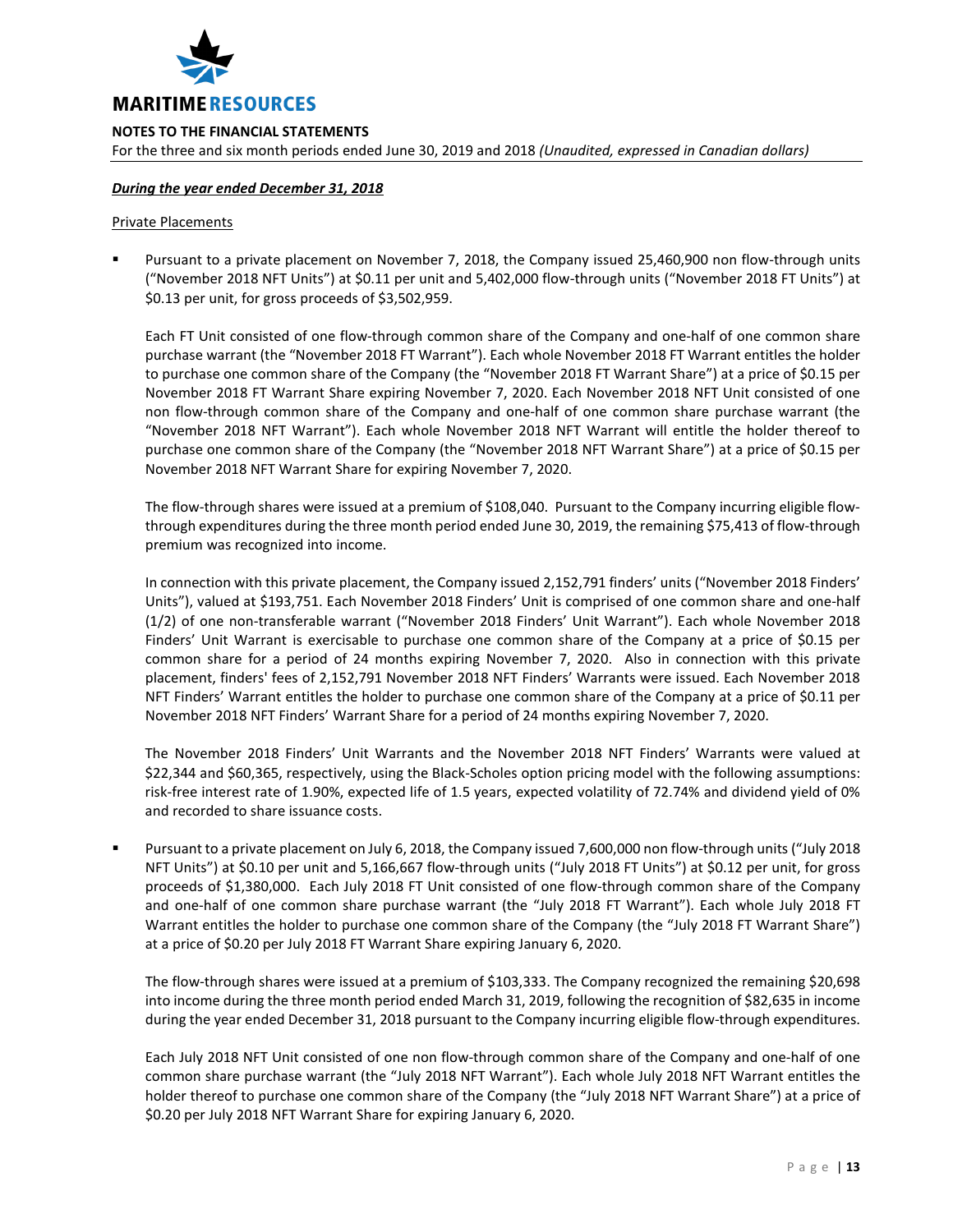***During the year ended December 31, 2018***

Private Placements

- Pursuant to a private placement on November 7, 2018, the Company issued 25,460,900 non flow-through units ("November 2018 NFT Units") at $0.11 per unit and 5,402,000 flow-through units ("November 2018 FT Units") at $0.13 per unit, for gross proceeds of $3,502,959.

  Each FT Unit consisted of one flow-through common share of the Company and one-half of one common share purchase warrant (the "November 2018 FT Warrant"). Each whole November 2018 FT Warrant entitles the holder to purchase one common share of the Company (the "November 2018 FT Warrant Share") at a price of $0.15 per November 2018 FT Warrant Share expiring November 7, 2020. Each November 2018 NFT Unit consisted of one non flow-through common share of the Company and one-half of one common share purchase warrant (the "November 2018 NFT Warrant"). Each whole November 2018 NFT Warrant will entitle the holder thereof to purchase one common share of the Company (the "November 2018 NFT Warrant Share") at a price of $0.15 per November 2018 NFT Warrant Share for expiring November 7, 2020.

  The flow-through shares were issued at a premium of $108,040. Pursuant to the Company incurring eligible flow-through expenditures during the three month period ended June 30, 2019, the remaining $75,413 of flow-through premium was recognized into income.

  In connection with this private placement, the Company issued 2,152,791 finders' units ("November 2018 Finders' Units"), valued at $193,751. Each November 2018 Finders' Unit is comprised of one common share and one-half (1/2) of one non-transferable warrant ("November 2018 Finders' Unit Warrant"). Each whole November 2018 Finders' Unit Warrant is exercisable to purchase one common share of the Company at a price of $0.15 per common share for a period of 24 months expiring November 7, 2020. Also in connection with this private placement, finders' fees of 2,152,791 November 2018 NFT Finders' Warrants were issued. Each November 2018 NFT Finders' Warrant entitles the holder to purchase one common share of the Company at a price of $0.11 per November 2018 NFT Finders' Warrant Share for a period of 24 months expiring November 7, 2020.

  The November 2018 Finders' Unit Warrants and the November 2018 NFT Finders' Warrants were valued at $22,344 and $60,365, respectively, using the Black-Scholes option pricing model with the following assumptions: risk-free interest rate of 1.90%, expected life of 1.5 years, expected volatility of 72.74% and dividend yield of 0% and recorded to share issuance costs.

- Pursuant to a private placement on July 6, 2018, the Company issued 7,600,000 non flow-through units ("July 2018 NFT Units") at $0.10 per unit and 5,166,667 flow-through units ("July 2018 FT Units") at $0.12 per unit, for gross proceeds of $1,380,000. Each July 2018 FT Unit consisted of one flow-through common share of the Company and one-half of one common share purchase warrant (the "July 2018 FT Warrant"). Each whole July 2018 FT Warrant entitles the holder to purchase one common share of the Company (the "July 2018 FT Warrant Share") at a price of $0.20 per July 2018 FT Warrant Share expiring January 6, 2020.

  The flow-through shares were issued at a premium of $103,333. The Company recognized the remaining $20,698 into income during the three month period ended March 31, 2019, following the recognition of $82,635 in income during the year ended December 31, 2018 pursuant to the Company incurring eligible flow-through expenditures.

  Each July 2018 NFT Unit consisted of one non flow-through common share of the Company and one-half of one common share purchase warrant (the "July 2018 NFT Warrant"). Each whole July 2018 NFT Warrant entitles the holder thereof to purchase one common share of the Company (the "July 2018 NFT Warrant Share") at a price of $0.20 per July 2018 NFT Warrant Share for expiring January 6, 2020.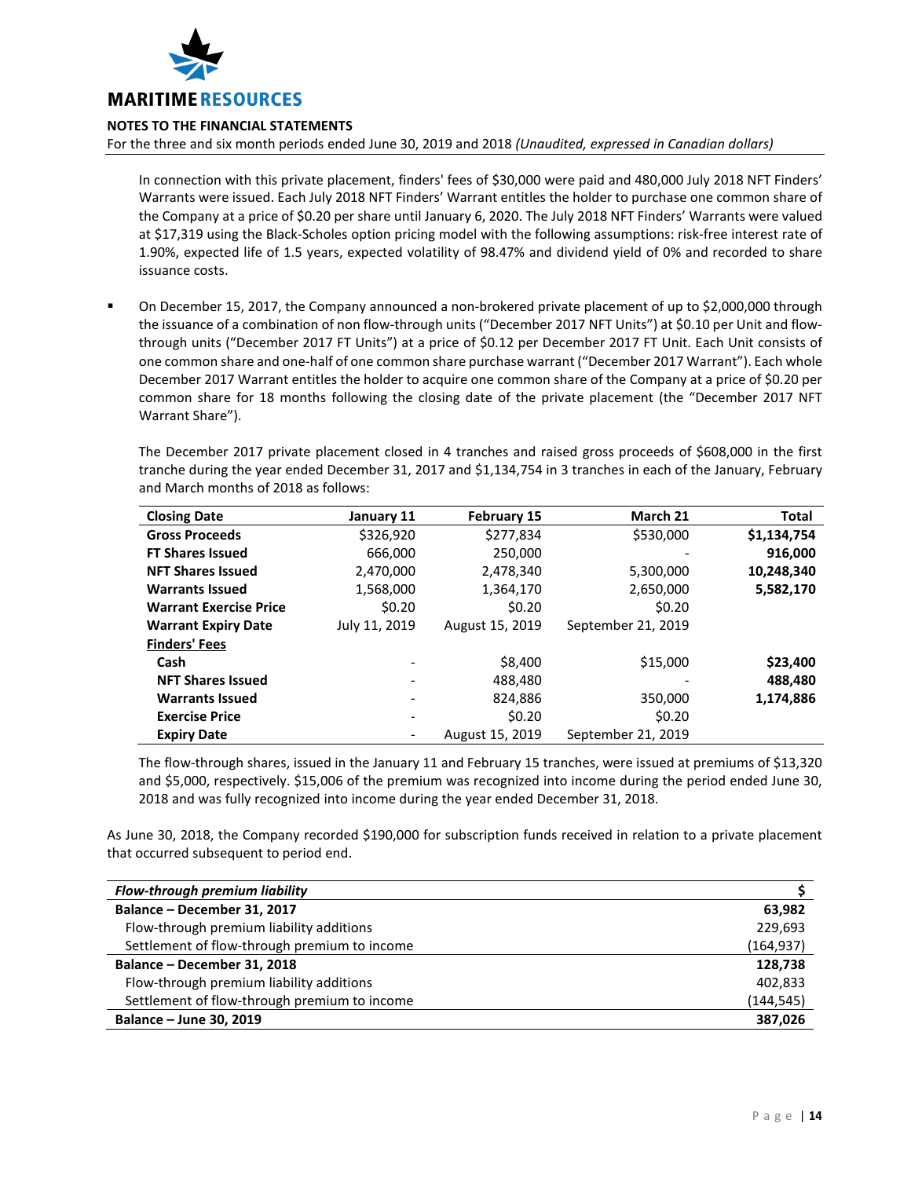In connection with this private placement, finders' fees of $30,000 were paid and 480,000 July 2018 NFT Finders' Warrants were issued. Each July 2018 NFT Finders' Warrant entitles the holder to purchase one common share of the Company at a price of $0.20 per share until January 6, 2020. The July 2018 NFT Finders' Warrants were valued at $17,319 using the Black-Scholes option pricing model with the following assumptions: risk-free interest rate of 1.90%, expected life of 1.5 years, expected volatility of 98.47% and dividend yield of 0% and recorded to share issuance costs.

- On December 15, 2017, the Company announced a non-brokered private placement of up to $2,000,000 through the issuance of a combination of non flow-through units ("December 2017 NFT Units") at $0.10 per Unit and flow-through units ("December 2017 FT Units") at a price of $0.12 per December 2017 FT Unit. Each Unit consists of one common share and one-half of one common share purchase warrant ("December 2017 Warrant"). Each whole December 2017 Warrant entitles the holder to acquire one common share of the Company at a price of $0.20 per common share for 18 months following the closing date of the private placement (the "December 2017 NFT Warrant Share").

  The December 2017 private placement closed in 4 tranches and raised gross proceeds of $608,000 in the first tranche during the year ended December 31, 2017 and $1,134,754 in 3 tranches in each of the January, February and March months of 2018 as follows:

| **Closing Date** | **January 11** | **February 15** | **March 21** | **Total** |
|---|---|---|---|---|
| **Gross Proceeds** | $326,920 | $277,834 | $530,000 | **$1,134,754** |
| **FT Shares Issued** | 666,000 | 250,000 | - | **916,000** |
| **NFT Shares Issued** | 2,470,000 | 2,478,340 | 5,300,000 | **10,248,340** |
| **Warrants Issued** | 1,568,000 | 1,364,170 | 2,650,000 | **5,582,170** |
| **Warrant Exercise Price** | $0.20 | $0.20 | $0.20 | |
| **Warrant Expiry Date** | July 11, 2019 | August 15, 2019 | September 21, 2019 | |
| **Finders' Fees** | | | | |
| **Cash** | - | $8,400 | $15,000 | **$23,400** |
| **NFT Shares Issued** | - | 488,480 | - | **488,480** |
| **Warrants Issued** | - | 824,886 | 350,000 | **1,174,886** |
| **Exercise Price** | - | $0.20 | $0.20 | |
| **Expiry Date** | - | August 15, 2019 | September 21, 2019 | |

  The flow-through shares, issued in the January 11 and February 15 tranches, were issued at premiums of $13,320 and $5,000, respectively. $15,006 of the premium was recognized into income during the period ended June 30, 2018 and was fully recognized into income during the year ended December 31, 2018.

As June 30, 2018, the Company recorded $190,000 for subscription funds received in relation to a private placement that occurred subsequent to period end.

| *Flow-through premium liability* | **$** |
|---|---|
| **Balance – December 31, 2017** | **63,982** |
| Flow-through premium liability additions | 229,693 |
| Settlement of flow-through premium to income | (164,937) |
| **Balance – December 31, 2018** | **128,738** |
| Flow-through premium liability additions | 402,833 |
| Settlement of flow-through premium to income | (144,545) |
| **Balance – June 30, 2019** | **387,026** |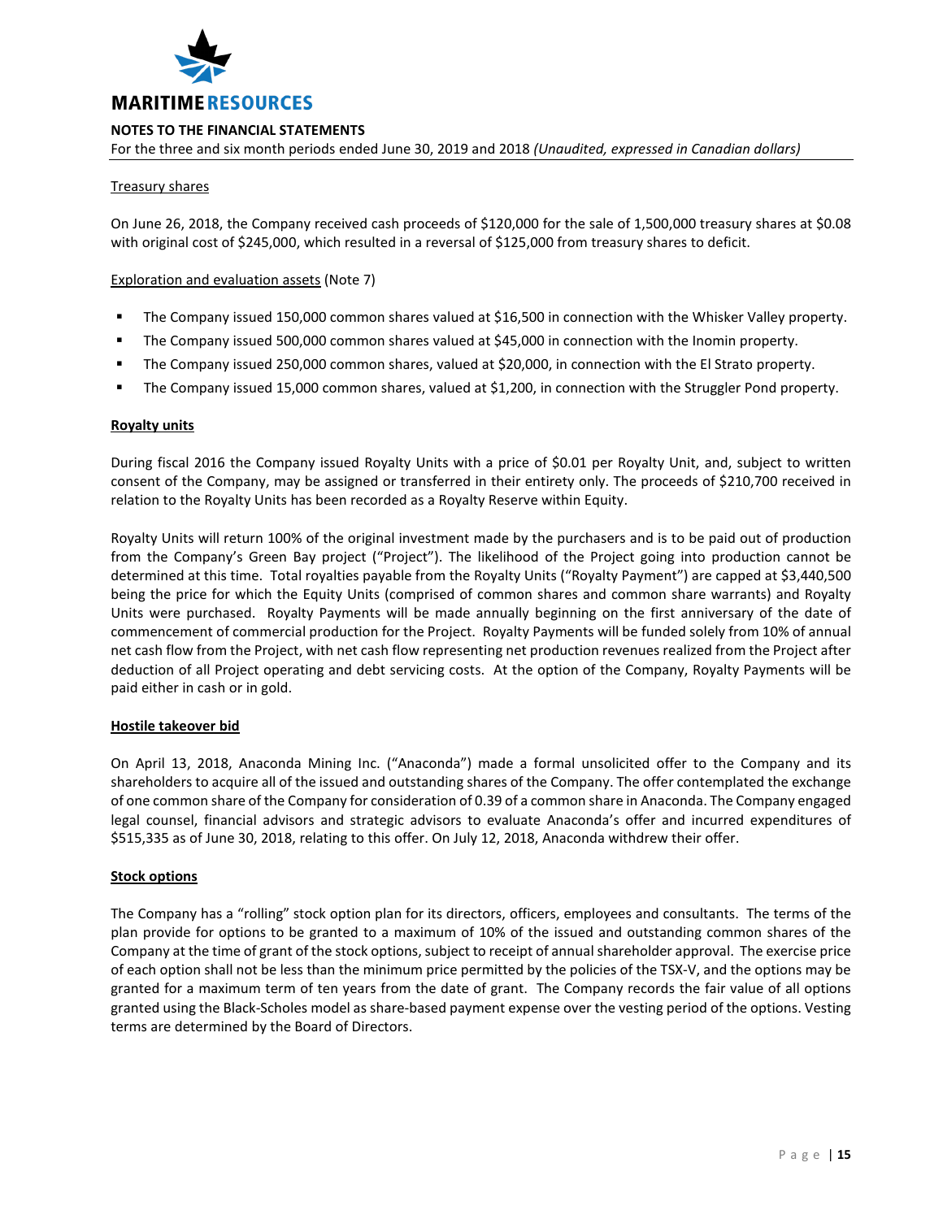Treasury shares

On June 26, 2018, the Company received cash proceeds of $120,000 for the sale of 1,500,000 treasury shares at $0.08 with original cost of $245,000, which resulted in a reversal of $125,000 from treasury shares to deficit.

Exploration and evaluation assets (Note 7)

- The Company issued 150,000 common shares valued at $16,500 in connection with the Whisker Valley property.
- The Company issued 500,000 common shares valued at $45,000 in connection with the Inomin property.
- The Company issued 250,000 common shares, valued at $20,000, in connection with the El Strato property.
- The Company issued 15,000 common shares, valued at $1,200, in connection with the Struggler Pond property.

**Royalty units**

During fiscal 2016 the Company issued Royalty Units with a price of $0.01 per Royalty Unit, and, subject to written consent of the Company, may be assigned or transferred in their entirety only. The proceeds of $210,700 received in relation to the Royalty Units has been recorded as a Royalty Reserve within Equity.

Royalty Units will return 100% of the original investment made by the purchasers and is to be paid out of production from the Company's Green Bay project ("Project"). The likelihood of the Project going into production cannot be determined at this time. Total royalties payable from the Royalty Units ("Royalty Payment") are capped at $3,440,500 being the price for which the Equity Units (comprised of common shares and common share warrants) and Royalty Units were purchased. Royalty Payments will be made annually beginning on the first anniversary of the date of commencement of commercial production for the Project. Royalty Payments will be funded solely from 10% of annual net cash flow from the Project, with net cash flow representing net production revenues realized from the Project after deduction of all Project operating and debt servicing costs. At the option of the Company, Royalty Payments will be paid either in cash or in gold.

**Hostile takeover bid**

On April 13, 2018, Anaconda Mining Inc. ("Anaconda") made a formal unsolicited offer to the Company and its shareholders to acquire all of the issued and outstanding shares of the Company. The offer contemplated the exchange of one common share of the Company for consideration of 0.39 of a common share in Anaconda. The Company engaged legal counsel, financial advisors and strategic advisors to evaluate Anaconda's offer and incurred expenditures of $515,335 as of June 30, 2018, relating to this offer. On July 12, 2018, Anaconda withdrew their offer.

**Stock options**

The Company has a "rolling" stock option plan for its directors, officers, employees and consultants. The terms of the plan provide for options to be granted to a maximum of 10% of the issued and outstanding common shares of the Company at the time of grant of the stock options, subject to receipt of annual shareholder approval. The exercise price of each option shall not be less than the minimum price permitted by the policies of the TSX-V, and the options may be granted for a maximum term of ten years from the date of grant. The Company records the fair value of all options granted using the Black-Scholes model as share-based payment expense over the vesting period of the options. Vesting terms are determined by the Board of Directors.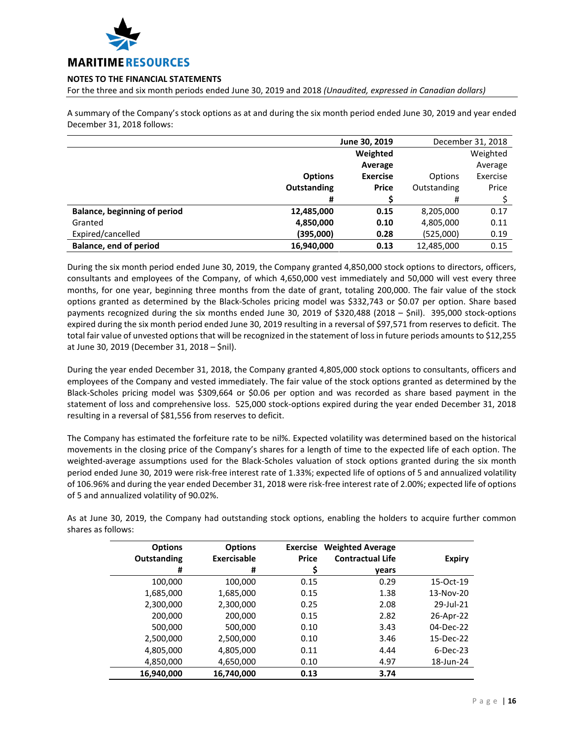A summary of the Company's stock options as at and during the six month period ended June 30, 2019 and year ended December 31, 2018 follows:

| | June 30, 2019 | | December 31, 2018 | |
|---|---|---|---|---|
| | **Options Outstanding** | **Weighted Average Exercise Price** | Options Outstanding | Weighted Average Exercise Price |
| | **#** | **$** | # | $ |
| **Balance, beginning of period** | **12,485,000** | **0.15** | 8,205,000 | 0.17 |
| Granted | **4,850,000** | **0.10** | 4,805,000 | 0.11 |
| Expired/cancelled | **(395,000)** | **0.28** | (525,000) | 0.19 |
| **Balance, end of period** | **16,940,000** | **0.13** | 12,485,000 | 0.15 |

During the six month period ended June 30, 2019, the Company granted 4,850,000 stock options to directors, officers, consultants and employees of the Company, of which 4,650,000 vest immediately and 50,000 will vest every three months, for one year, beginning three months from the date of grant, totaling 200,000. The fair value of the stock options granted as determined by the Black-Scholes pricing model was $332,743 or $0.07 per option. Share based payments recognized during the six months ended June 30, 2019 of $320,488 (2018 – $nil). 395,000 stock-options expired during the six month period ended June 30, 2019 resulting in a reversal of $97,571 from reserves to deficit. The total fair value of unvested options that will be recognized in the statement of loss in future periods amounts to $12,255 at June 30, 2019 (December 31, 2018 – $nil).

During the year ended December 31, 2018, the Company granted 4,805,000 stock options to consultants, officers and employees of the Company and vested immediately. The fair value of the stock options granted as determined by the Black-Scholes pricing model was $309,664 or $0.06 per option and was recorded as share based payment in the statement of loss and comprehensive loss. 525,000 stock-options expired during the year ended December 31, 2018 resulting in a reversal of $81,556 from reserves to deficit.

The Company has estimated the forfeiture rate to be nil%. Expected volatility was determined based on the historical movements in the closing price of the Company's shares for a length of time to the expected life of each option. The weighted-average assumptions used for the Black-Scholes valuation of stock options granted during the six month period ended June 30, 2019 were risk-free interest rate of 1.33%; expected life of options of 5 and annualized volatility of 106.96% and during the year ended December 31, 2018 were risk-free interest rate of 2.00%; expected life of options of 5 and annualized volatility of 90.02%.

As at June 30, 2019, the Company had outstanding stock options, enabling the holders to acquire further common shares as follows:

| Options Outstanding # | Options Exercisable # | Exercise Price $ | Weighted Average Contractual Life years | Expiry |
|---|---|---|---|---|
| 100,000 | 100,000 | 0.15 | 0.29 | 15-Oct-19 |
| 1,685,000 | 1,685,000 | 0.15 | 1.38 | 13-Nov-20 |
| 2,300,000 | 2,300,000 | 0.25 | 2.08 | 29-Jul-21 |
| 200,000 | 200,000 | 0.15 | 2.82 | 26-Apr-22 |
| 500,000 | 500,000 | 0.10 | 3.43 | 04-Dec-22 |
| 2,500,000 | 2,500,000 | 0.10 | 3.46 | 15-Dec-22 |
| 4,805,000 | 4,805,000 | 0.11 | 4.44 | 6-Dec-23 |
| 4,850,000 | 4,650,000 | 0.10 | 4.97 | 18-Jun-24 |
| **16,940,000** | **16,740,000** | **0.13** | **3.74** | |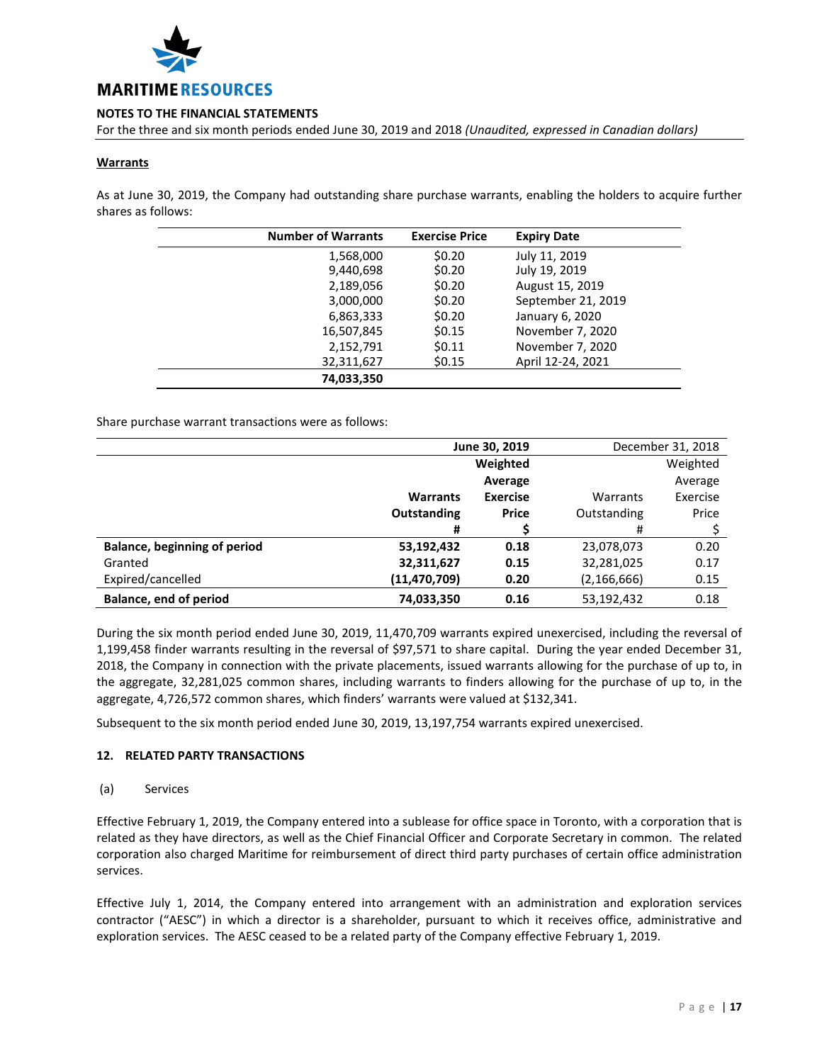#### Warrants

As at June 30, 2019, the Company had outstanding share purchase warrants, enabling the holders to acquire further shares as follows:

| Number of Warrants | Exercise Price | Expiry Date |
|---|---|---|
| 1,568,000 | $0.20 | July 11, 2019 |
| 9,440,698 | $0.20 | July 19, 2019 |
| 2,189,056 | $0.20 | August 15, 2019 |
| 3,000,000 | $0.20 | September 21, 2019 |
| 6,863,333 | $0.20 | January 6, 2020 |
| 16,507,845 | $0.15 | November 7, 2020 |
| 2,152,791 | $0.11 | November 7, 2020 |
| 32,311,627 | $0.15 | April 12-24, 2021 |
| **74,033,350** | | |

Share purchase warrant transactions were as follows:

| | **June 30, 2019** | | December 31, 2018 | |
|---|---|---|---|---|
| | **Warrants Outstanding** | **Weighted Average Exercise Price** | Warrants Outstanding | Weighted Average Exercise Price |
| | **#** | **$** | # | $ |
| **Balance, beginning of period** | **53,192,432** | **0.18** | 23,078,073 | 0.20 |
| Granted | **32,311,627** | **0.15** | 32,281,025 | 0.17 |
| Expired/cancelled | **(11,470,709)** | **0.20** | (2,166,666) | 0.15 |
| **Balance, end of period** | **74,033,350** | **0.16** | 53,192,432 | 0.18 |

During the six month period ended June 30, 2019, 11,470,709 warrants expired unexercised, including the reversal of 1,199,458 finder warrants resulting in the reversal of $97,571 to share capital. During the year ended December 31, 2018, the Company in connection with the private placements, issued warrants allowing for the purchase of up to, in the aggregate, 32,281,025 common shares, including warrants to finders allowing for the purchase of up to, in the aggregate, 4,726,572 common shares, which finders' warrants were valued at $132,341.

Subsequent to the six month period ended June 30, 2019, 13,197,754 warrants expired unexercised.

## 12. RELATED PARTY TRANSACTIONS

(a) Services

Effective February 1, 2019, the Company entered into a sublease for office space in Toronto, with a corporation that is related as they have directors, as well as the Chief Financial Officer and Corporate Secretary in common. The related corporation also charged Maritime for reimbursement of direct third party purchases of certain office administration services.

Effective July 1, 2014, the Company entered into arrangement with an administration and exploration services contractor ("AESC") in which a director is a shareholder, pursuant to which it receives office, administrative and exploration services. The AESC ceased to be a related party of the Company effective February 1, 2019.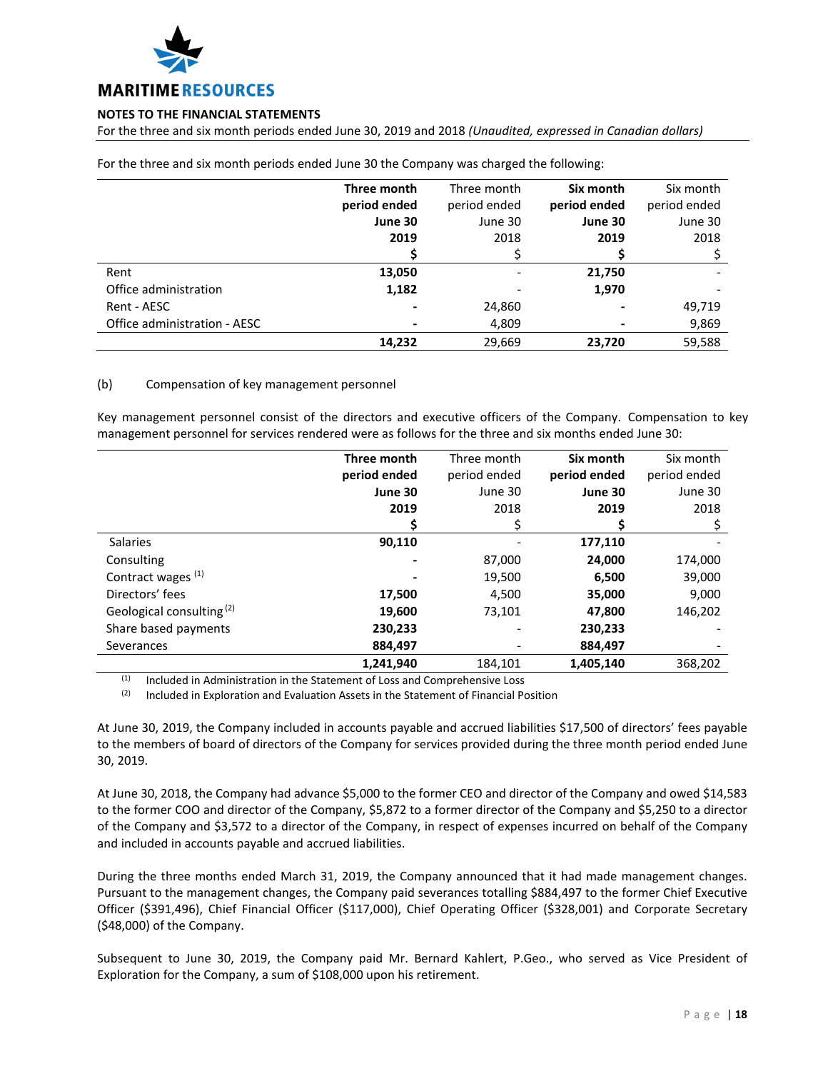For the three and six month periods ended June 30 the Company was charged the following:

| | **Three month period ended June 30 2019** | Three month period ended June 30 2018 | **Six month period ended June 30 2019** | Six month period ended June 30 2018 |
|---|---|---|---|---|
| | **$** | $ | **$** | $ |
| Rent | **13,050** | - | **21,750** | - |
| Office administration | **1,182** | - | **1,970** | - |
| Rent - AESC | **-** | 24,860 | **-** | 49,719 |
| Office administration - AESC | **-** | 4,809 | **-** | 9,869 |
| | **14,232** | 29,669 | **23,720** | 59,588 |

(b) Compensation of key management personnel

Key management personnel consist of the directors and executive officers of the Company. Compensation to key management personnel for services rendered were as follows for the three and six months ended June 30:

| | **Three month period ended June 30 2019** | Three month period ended June 30 2018 | **Six month period ended June 30 2019** | Six month period ended June 30 2018 |
|---|---|---|---|---|
| | **$** | $ | **$** | $ |
| Salaries | **90,110** | - | **177,110** | - |
| Consulting | **-** | 87,000 | **24,000** | 174,000 |
| Contract wages [(1)] | **-** | 19,500 | **6,500** | 39,000 |
| Directors' fees | **17,500** | 4,500 | **35,000** | 9,000 |
| Geological consulting [(2)] | **19,600** | 73,101 | **47,800** | 146,202 |
| Share based payments | **230,233** | - | **230,233** | - |
| Severances | **884,497** | - | **884,497** | - |
| | **1,241,940** | 184,101 | **1,405,140** | 368,202 |

(1) Included in Administration in the Statement of Loss and Comprehensive Loss

(2) Included in Exploration and Evaluation Assets in the Statement of Financial Position

At June 30, 2019, the Company included in accounts payable and accrued liabilities $17,500 of directors' fees payable to the members of board of directors of the Company for services provided during the three month period ended June 30, 2019.

At June 30, 2018, the Company had advance $5,000 to the former CEO and director of the Company and owed $14,583 to the former COO and director of the Company, $5,872 to a former director of the Company and $5,250 to a director of the Company and $3,572 to a director of the Company, in respect of expenses incurred on behalf of the Company and included in accounts payable and accrued liabilities.

During the three months ended March 31, 2019, the Company announced that it had made management changes. Pursuant to the management changes, the Company paid severances totalling $884,497 to the former Chief Executive Officer ($391,496), Chief Financial Officer ($117,000), Chief Operating Officer ($328,001) and Corporate Secretary ($48,000) of the Company.

Subsequent to June 30, 2019, the Company paid Mr. Bernard Kahlert, P.Geo., who served as Vice President of Exploration for the Company, a sum of $108,000 upon his retirement.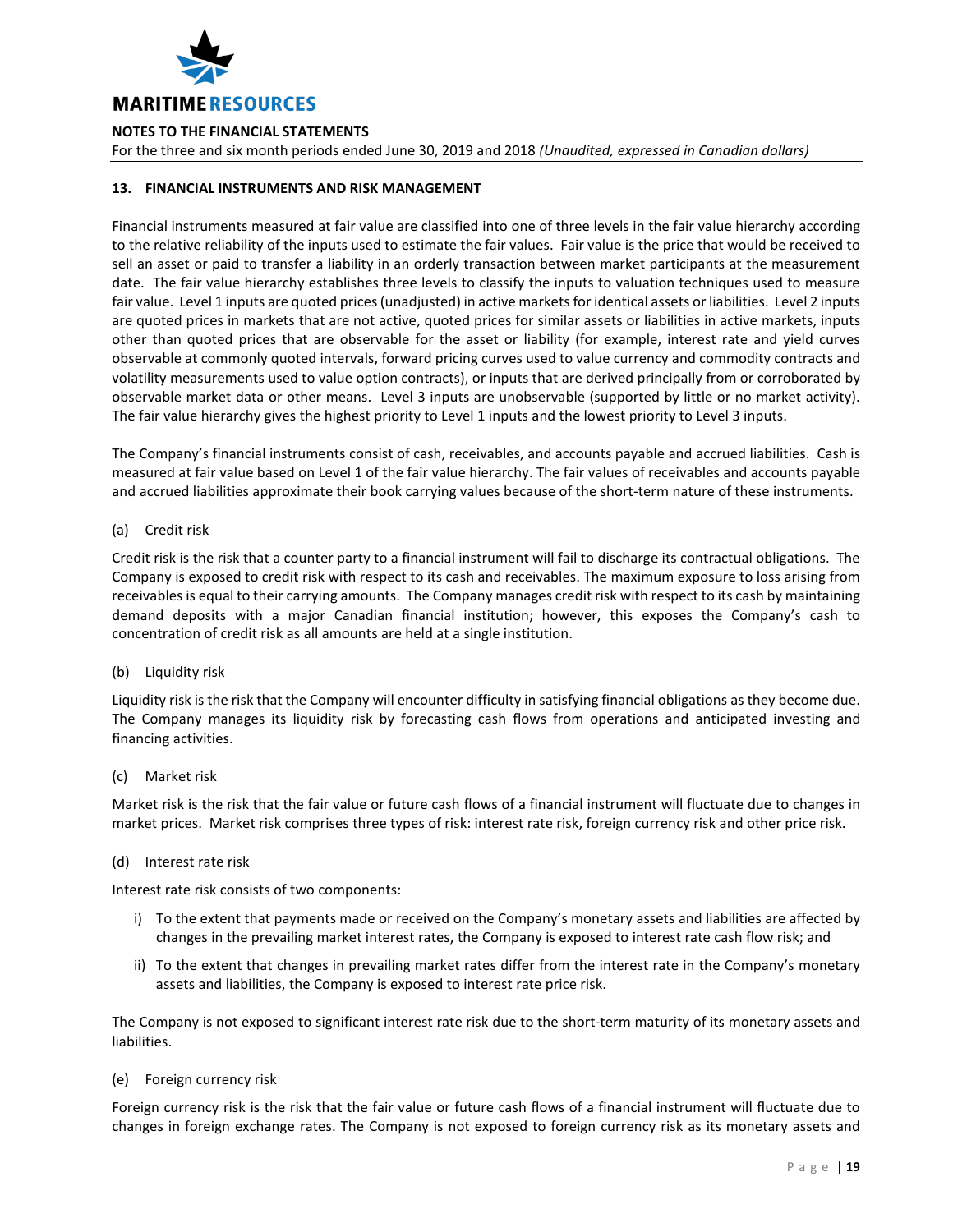## 13. FINANCIAL INSTRUMENTS AND RISK MANAGEMENT

Financial instruments measured at fair value are classified into one of three levels in the fair value hierarchy according to the relative reliability of the inputs used to estimate the fair values. Fair value is the price that would be received to sell an asset or paid to transfer a liability in an orderly transaction between market participants at the measurement date. The fair value hierarchy establishes three levels to classify the inputs to valuation techniques used to measure fair value. Level 1 inputs are quoted prices (unadjusted) in active markets for identical assets or liabilities. Level 2 inputs are quoted prices in markets that are not active, quoted prices for similar assets or liabilities in active markets, inputs other than quoted prices that are observable for the asset or liability (for example, interest rate and yield curves observable at commonly quoted intervals, forward pricing curves used to value currency and commodity contracts and volatility measurements used to value option contracts), or inputs that are derived principally from or corroborated by observable market data or other means. Level 3 inputs are unobservable (supported by little or no market activity). The fair value hierarchy gives the highest priority to Level 1 inputs and the lowest priority to Level 3 inputs.

The Company's financial instruments consist of cash, receivables, and accounts payable and accrued liabilities. Cash is measured at fair value based on Level 1 of the fair value hierarchy. The fair values of receivables and accounts payable and accrued liabilities approximate their book carrying values because of the short-term nature of these instruments.

(a) Credit risk

Credit risk is the risk that a counter party to a financial instrument will fail to discharge its contractual obligations. The Company is exposed to credit risk with respect to its cash and receivables. The maximum exposure to loss arising from receivables is equal to their carrying amounts. The Company manages credit risk with respect to its cash by maintaining demand deposits with a major Canadian financial institution; however, this exposes the Company's cash to concentration of credit risk as all amounts are held at a single institution.

(b) Liquidity risk

Liquidity risk is the risk that the Company will encounter difficulty in satisfying financial obligations as they become due. The Company manages its liquidity risk by forecasting cash flows from operations and anticipated investing and financing activities.

(c) Market risk

Market risk is the risk that the fair value or future cash flows of a financial instrument will fluctuate due to changes in market prices. Market risk comprises three types of risk: interest rate risk, foreign currency risk and other price risk.

(d) Interest rate risk

Interest rate risk consists of two components:

i) To the extent that payments made or received on the Company's monetary assets and liabilities are affected by changes in the prevailing market interest rates, the Company is exposed to interest rate cash flow risk; and

ii) To the extent that changes in prevailing market rates differ from the interest rate in the Company's monetary assets and liabilities, the Company is exposed to interest rate price risk.

The Company is not exposed to significant interest rate risk due to the short-term maturity of its monetary assets and liabilities.

(e) Foreign currency risk

Foreign currency risk is the risk that the fair value or future cash flows of a financial instrument will fluctuate due to changes in foreign exchange rates. The Company is not exposed to foreign currency risk as its monetary assets and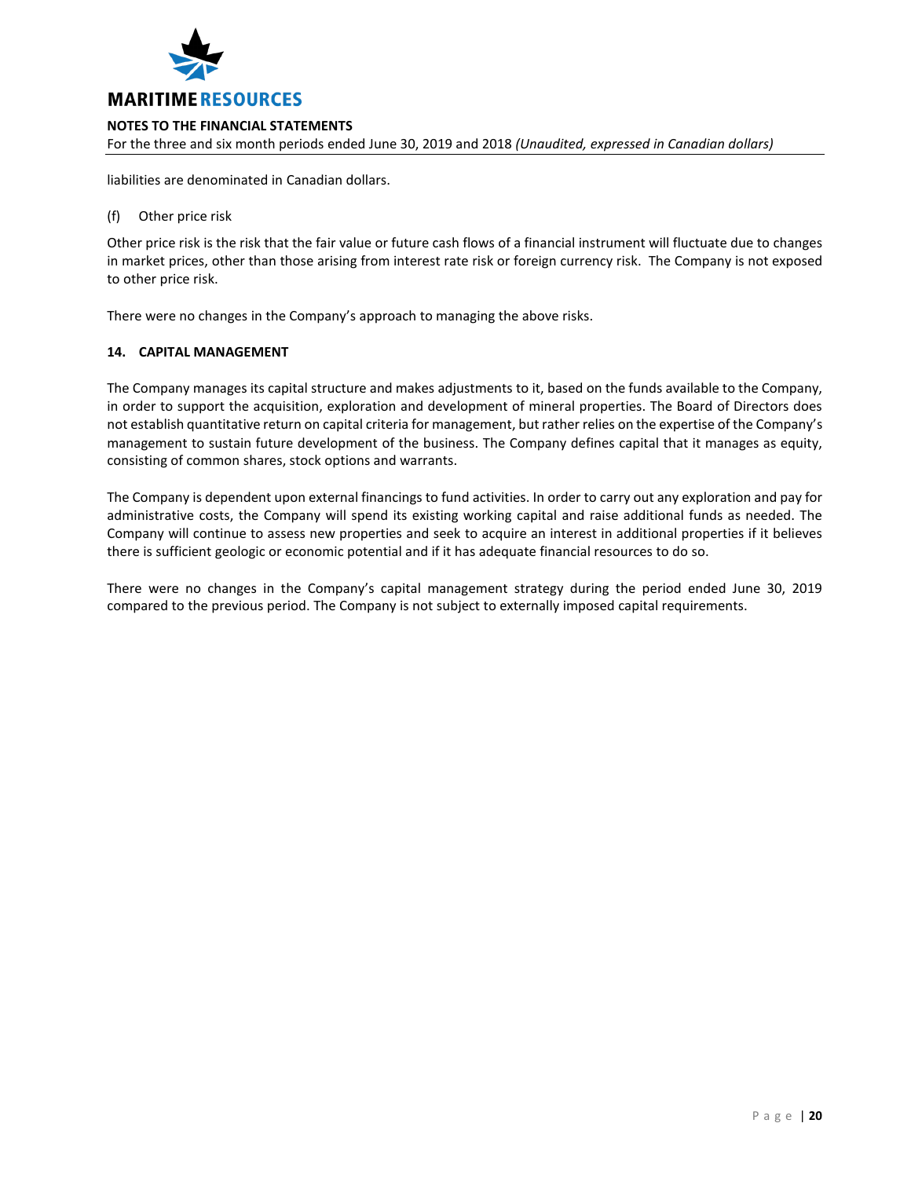liabilities are denominated in Canadian dollars.

(f) Other price risk

Other price risk is the risk that the fair value or future cash flows of a financial instrument will fluctuate due to changes in market prices, other than those arising from interest rate risk or foreign currency risk. The Company is not exposed to other price risk.

There were no changes in the Company's approach to managing the above risks.

## 14. CAPITAL MANAGEMENT

The Company manages its capital structure and makes adjustments to it, based on the funds available to the Company, in order to support the acquisition, exploration and development of mineral properties. The Board of Directors does not establish quantitative return on capital criteria for management, but rather relies on the expertise of the Company's management to sustain future development of the business. The Company defines capital that it manages as equity, consisting of common shares, stock options and warrants.

The Company is dependent upon external financings to fund activities. In order to carry out any exploration and pay for administrative costs, the Company will spend its existing working capital and raise additional funds as needed. The Company will continue to assess new properties and seek to acquire an interest in additional properties if it believes there is sufficient geologic or economic potential and if it has adequate financial resources to do so.

There were no changes in the Company's capital management strategy during the period ended June 30, 2019 compared to the previous period. The Company is not subject to externally imposed capital requirements.